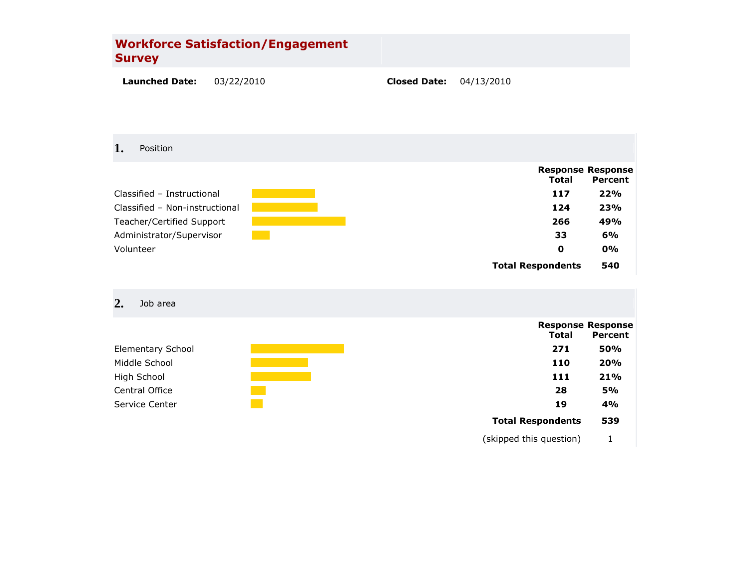# Workforce Satisfaction/Engagement Survey

**Launched Date:** 03/22/2010 **Closed Date:** 04/13/2010

## 1. Position

| | Response Total | Response Percent |
|---|---|---|
| Classified – Instructional | **117** | **22%** |
| Classified – Non-instructional | **124** | **23%** |
| Teacher/Certified Support | **266** | **49%** |
| Administrator/Supervisor | **33** | **6%** |
| Volunteer | **0** | **0%** |
| **Total Respondents** | | **540** |

## 2. Job area

| | Response Total | Response Percent |
|---|---|---|
| Elementary School | **271** | **50%** |
| Middle School | **110** | **20%** |
| High School | **111** | **21%** |
| Central Office | **28** | **5%** |
| Service Center | **19** | **4%** |
| **Total Respondents** | | **539** |
| (skipped this question) | | 1 |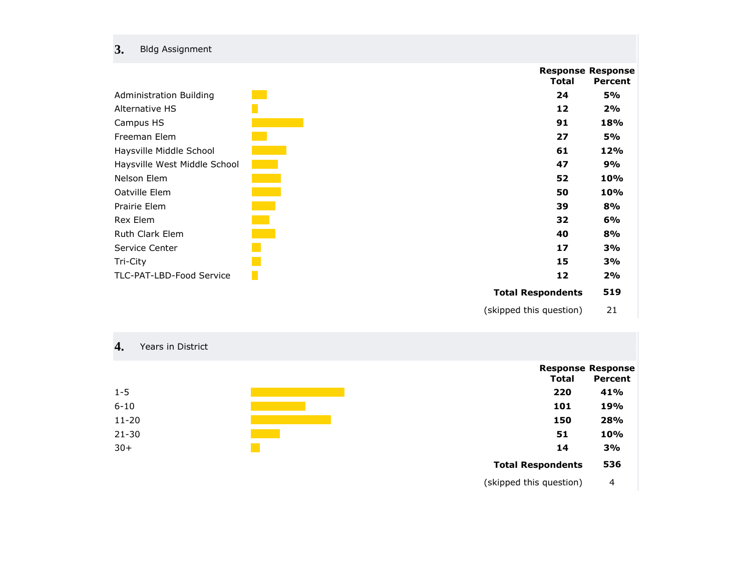## 3. Bldg Assignment

| | Response Total | Response Percent |
|---|---|---|
| Administration Building | 24 | 5% |
| Alternative HS | 12 | 2% |
| Campus HS | 91 | 18% |
| Freeman Elem | 27 | 5% |
| Haysville Middle School | 61 | 12% |
| Haysville West Middle School | 47 | 9% |
| Nelson Elem | 52 | 10% |
| Oatville Elem | 50 | 10% |
| Prairie Elem | 39 | 8% |
| Rex Elem | 32 | 6% |
| Ruth Clark Elem | 40 | 8% |
| Service Center | 17 | 3% |
| Tri-City | 15 | 3% |
| TLC-PAT-LBD-Food Service | 12 | 2% |
| **Total Respondents** | **519** | |
| (skipped this question) | 21 | |

## 4. Years in District

| | Response Total | Response Percent |
|---|---|---|
| 1-5 | 220 | 41% |
| 6-10 | 101 | 19% |
| 11-20 | 150 | 28% |
| 21-30 | 51 | 10% |
| 30+ | 14 | 3% |
| **Total Respondents** | **536** | |
| (skipped this question) | 4 | |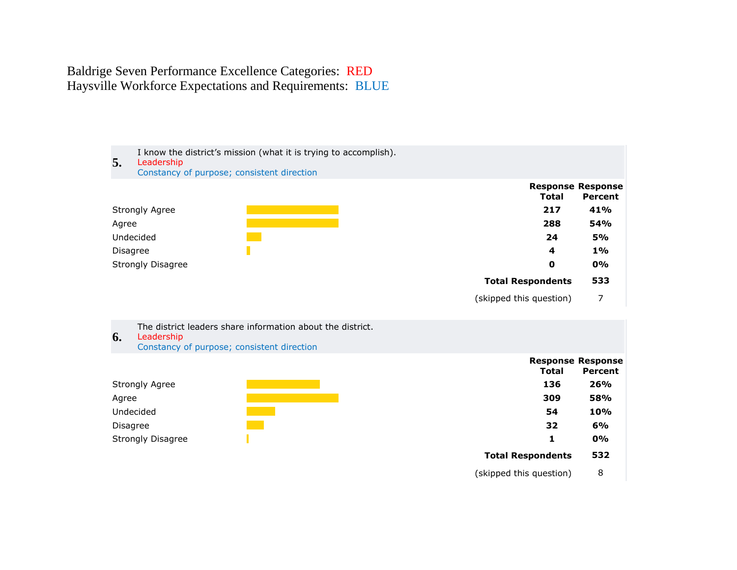Baldrige Seven Performance Excellence Categories: RED
Haysville Workforce Expectations and Requirements: BLUE

**5.** I know the district's mission (what it is trying to accomplish).
Leadership
Constancy of purpose; consistent direction

| | Response Total | Response Percent |
|---|---|---|
| Strongly Agree | 217 | 41% |
| Agree | 288 | 54% |
| Undecided | 24 | 5% |
| Disagree | 4 | 1% |
| Strongly Disagree | 0 | 0% |
| **Total Respondents** | | **533** |
| (skipped this question) | | 7 |

**6.** The district leaders share information about the district.
Leadership
Constancy of purpose; consistent direction

| | Response Total | Response Percent |
|---|---|---|
| Strongly Agree | 136 | 26% |
| Agree | 309 | 58% |
| Undecided | 54 | 10% |
| Disagree | 32 | 6% |
| Strongly Disagree | 1 | 0% |
| **Total Respondents** | | **532** |
| (skipped this question) | | 8 |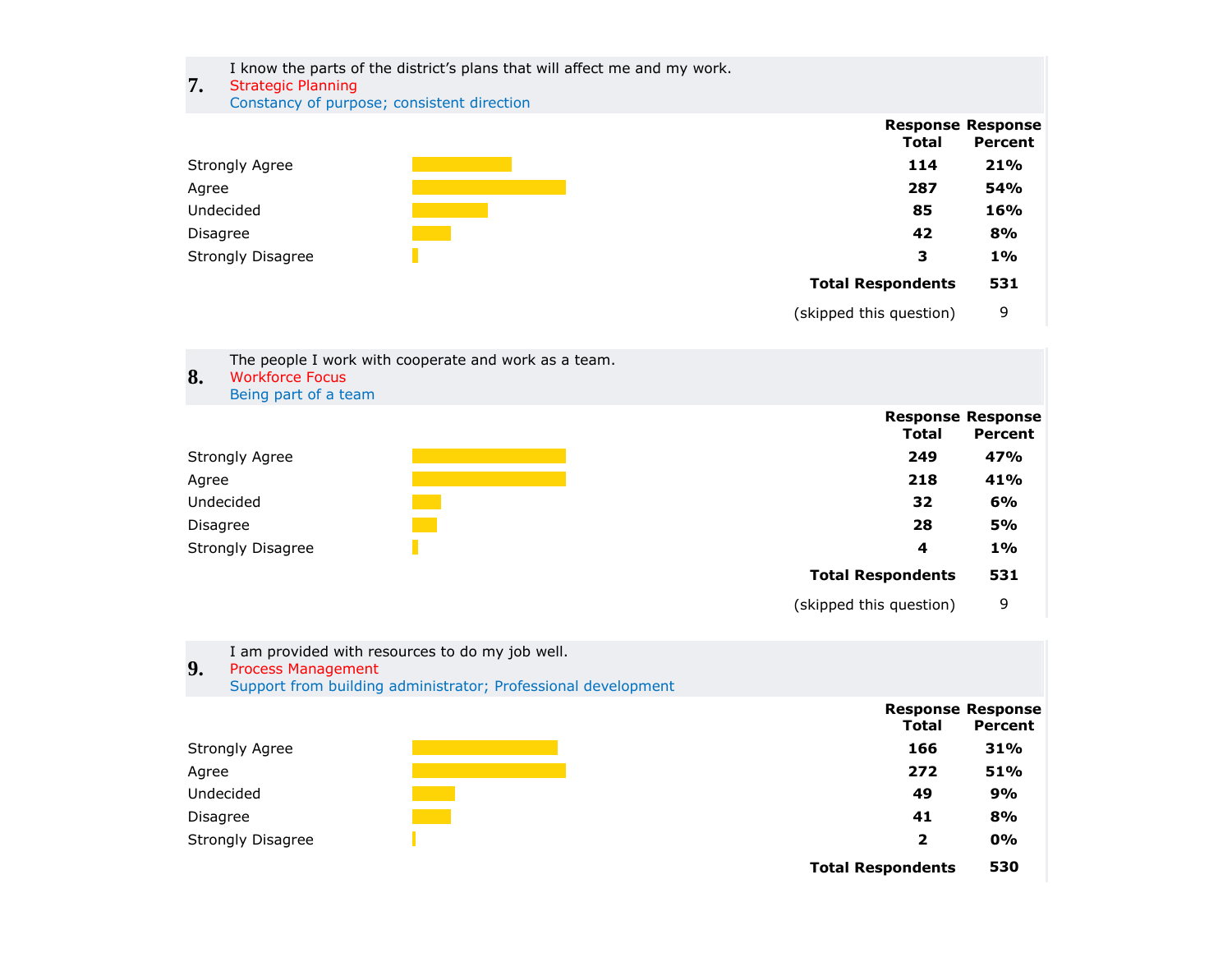## 7. I know the parts of the district's plans that will affect me and my work.

Strategic Planning

Constancy of purpose; consistent direction

| | Response Total | Response Percent |
|---|---|---|
| Strongly Agree | **114** | **21%** |
| Agree | **287** | **54%** |
| Undecided | **85** | **16%** |
| Disagree | **42** | **8%** |
| Strongly Disagree | **3** | **1%** |
| **Total Respondents** | | **531** |
| (skipped this question) | | 9 |

## 8. The people I work with cooperate and work as a team.

Workforce Focus

Being part of a team

| | Response Total | Response Percent |
|---|---|---|
| Strongly Agree | **249** | **47%** |
| Agree | **218** | **41%** |
| Undecided | **32** | **6%** |
| Disagree | **28** | **5%** |
| Strongly Disagree | **4** | **1%** |
| **Total Respondents** | | **531** |
| (skipped this question) | | 9 |

## 9. I am provided with resources to do my job well.

Process Management

Support from building administrator; Professional development

| | Response Total | Response Percent |
|---|---|---|
| Strongly Agree | **166** | **31%** |
| Agree | **272** | **51%** |
| Undecided | **49** | **9%** |
| Disagree | **41** | **8%** |
| Strongly Disagree | **2** | **0%** |
| **Total Respondents** | | **530** |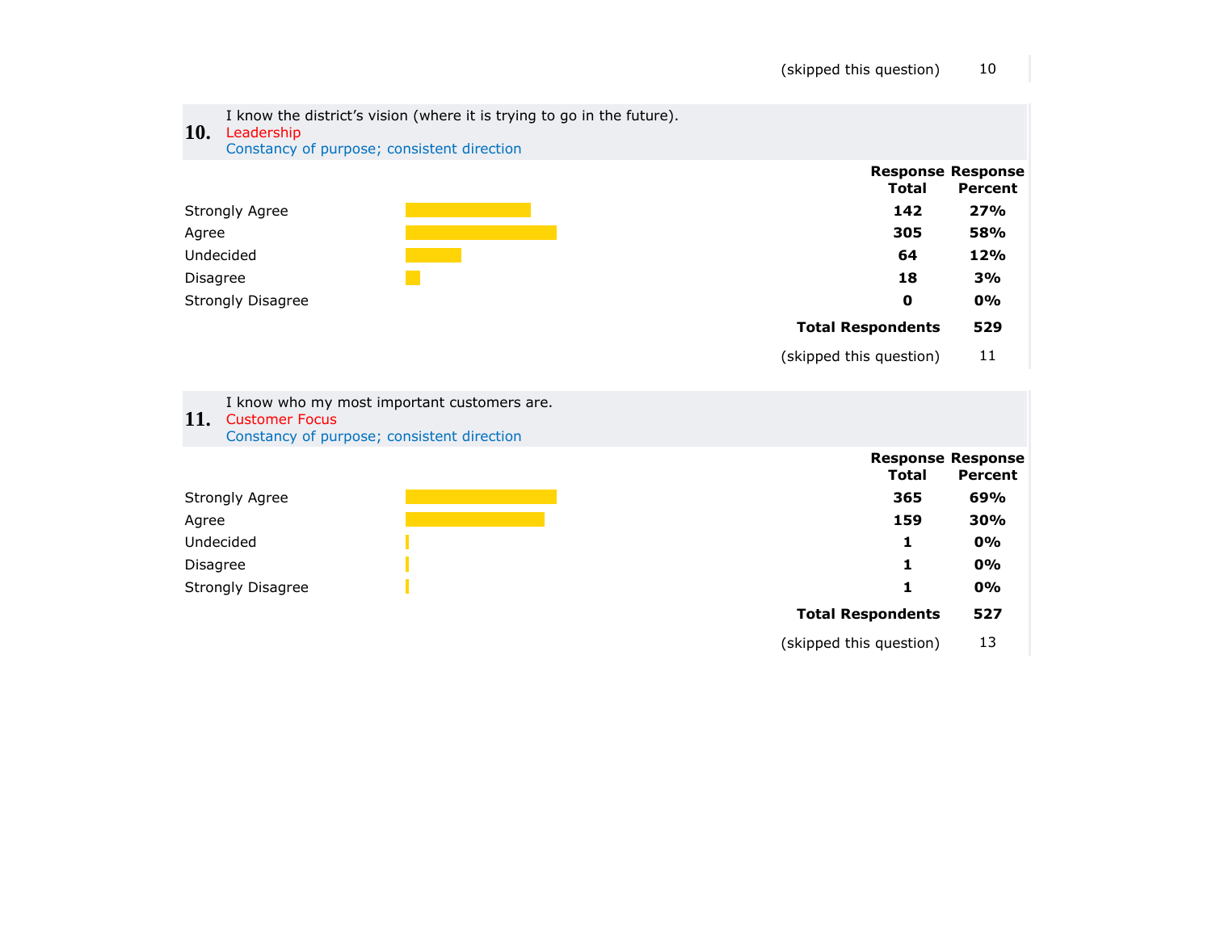(skipped this question) 10

## 10. I know the district's vision (where it is trying to go in the future).

Leadership

Constancy of purpose; consistent direction

| | Response Total | Response Percent |
|---|---|---|
| Strongly Agree | **142** | **27%** |
| Agree | **305** | **58%** |
| Undecided | **64** | **12%** |
| Disagree | **18** | **3%** |
| Strongly Disagree | **0** | **0%** |
| **Total Respondents** | | **529** |
| (skipped this question) | | 11 |

## 11. I know who my most important customers are.

Customer Focus

Constancy of purpose; consistent direction

| | Response Total | Response Percent |
|---|---|---|
| Strongly Agree | **365** | **69%** |
| Agree | **159** | **30%** |
| Undecided | **1** | **0%** |
| Disagree | **1** | **0%** |
| Strongly Disagree | **1** | **0%** |
| **Total Respondents** | | **527** |
| (skipped this question) | | 13 |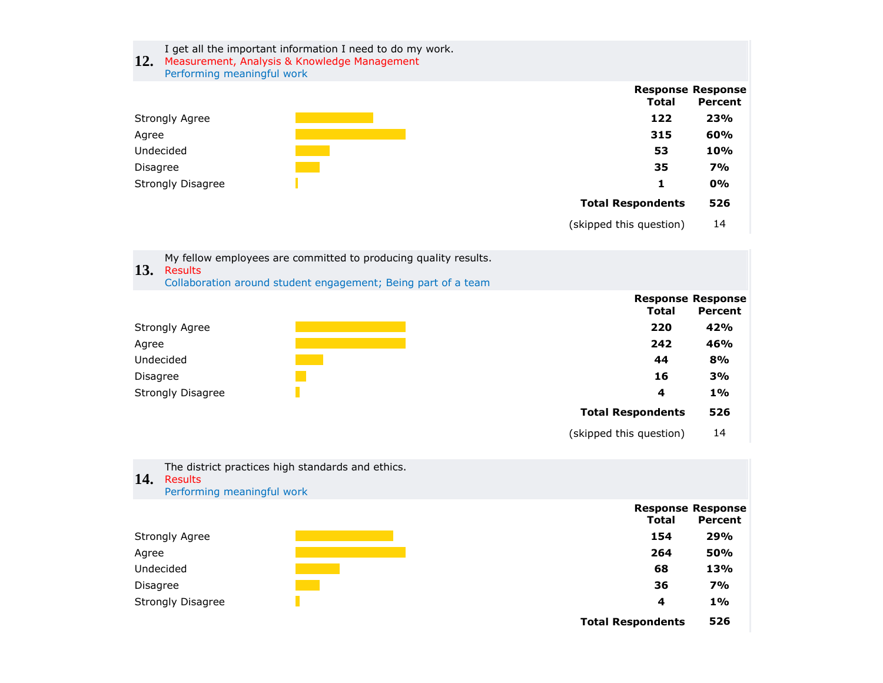**12.** I get all the important information I need to do my work.
Measurement, Analysis & Knowledge Management
Performing meaningful work

| | Response Total | Response Percent |
|---|---|---|
| Strongly Agree | 122 | 23% |
| Agree | 315 | 60% |
| Undecided | 53 | 10% |
| Disagree | 35 | 7% |
| Strongly Disagree | 1 | 0% |
| **Total Respondents** | **526** | |
| (skipped this question) | 14 | |

**13.** My fellow employees are committed to producing quality results.
Results
Collaboration around student engagement; Being part of a team

| | Response Total | Response Percent |
|---|---|---|
| Strongly Agree | 220 | 42% |
| Agree | 242 | 46% |
| Undecided | 44 | 8% |
| Disagree | 16 | 3% |
| Strongly Disagree | 4 | 1% |
| **Total Respondents** | **526** | |
| (skipped this question) | 14 | |

**14.** The district practices high standards and ethics.
Results
Performing meaningful work

| | Response Total | Response Percent |
|---|---|---|
| Strongly Agree | 154 | 29% |
| Agree | 264 | 50% |
| Undecided | 68 | 13% |
| Disagree | 36 | 7% |
| Strongly Disagree | 4 | 1% |
| **Total Respondents** | **526** | |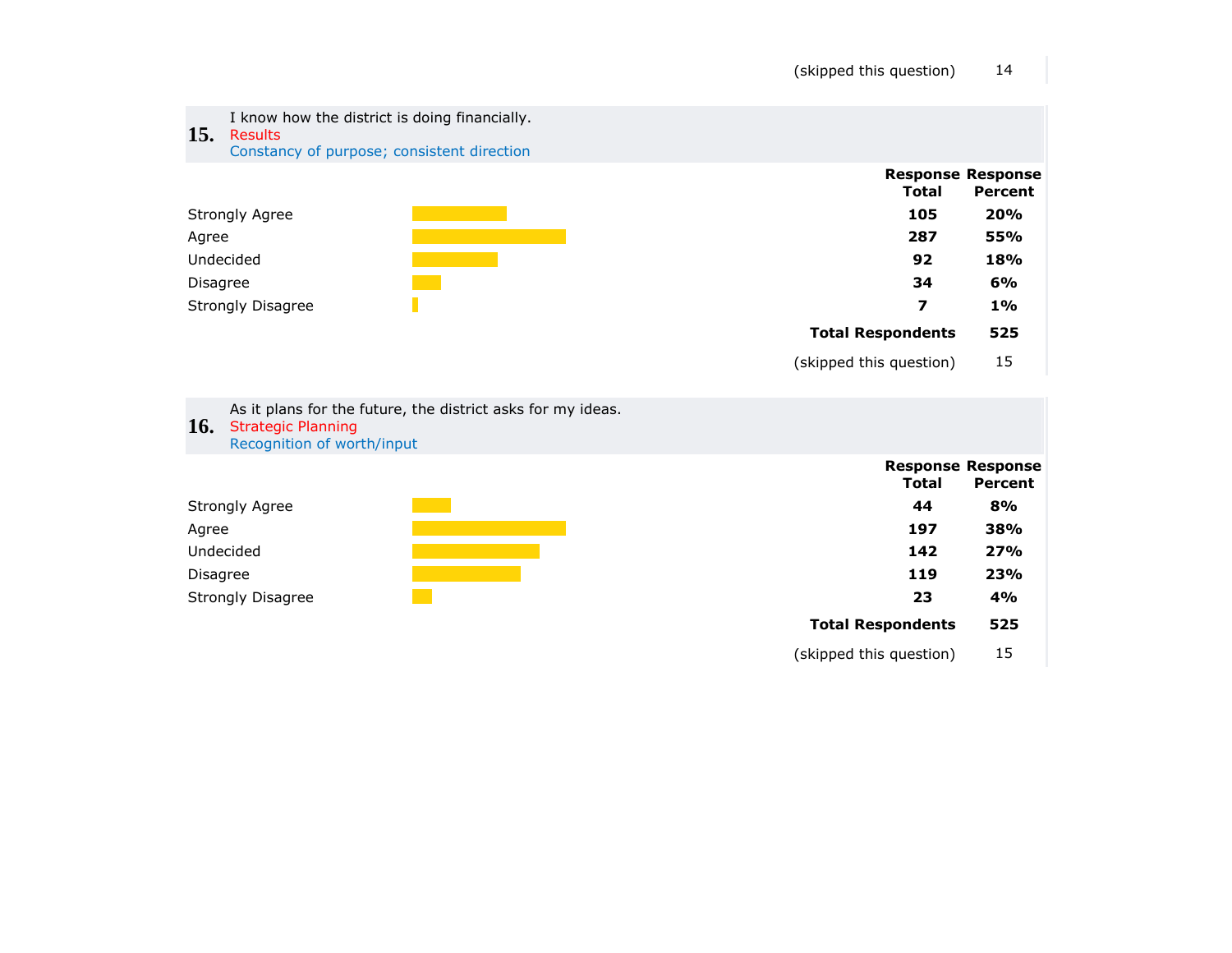| | |
|---|---|
| (skipped this question) | 14 |

## 15. I know how the district is doing financially.

Results

Constancy of purpose; consistent direction

| | Response Total | Response Percent |
|---|---|---|
| Strongly Agree | **105** | **20%** |
| Agree | **287** | **55%** |
| Undecided | **92** | **18%** |
| Disagree | **34** | **6%** |
| Strongly Disagree | **7** | **1%** |
| **Total Respondents** | | **525** |
| (skipped this question) | | 15 |

## 16. As it plans for the future, the district asks for my ideas.

Strategic Planning

Recognition of worth/input

| | Response Total | Response Percent |
|---|---|---|
| Strongly Agree | **44** | **8%** |
| Agree | **197** | **38%** |
| Undecided | **142** | **27%** |
| Disagree | **119** | **23%** |
| Strongly Disagree | **23** | **4%** |
| **Total Respondents** | | **525** |
| (skipped this question) | | 15 |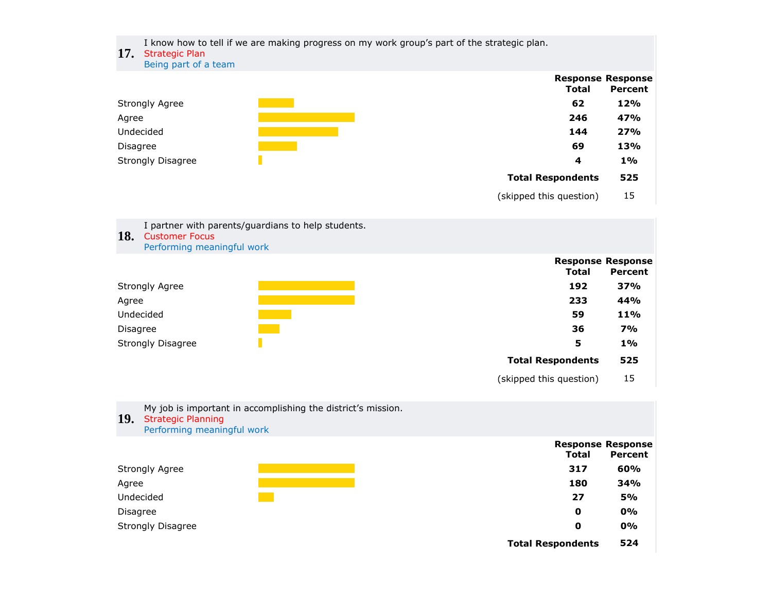**17.** I know how to tell if we are making progress on my work group's part of the strategic plan.
Strategic Plan
Being part of a team

| | Response Total | Response Percent |
|---|---|---|
| Strongly Agree | 62 | 12% |
| Agree | 246 | 47% |
| Undecided | 144 | 27% |
| Disagree | 69 | 13% |
| Strongly Disagree | 4 | 1% |
| **Total Respondents** | | **525** |
| (skipped this question) | | 15 |

**18.** I partner with parents/guardians to help students.
Customer Focus
Performing meaningful work

| | Response Total | Response Percent |
|---|---|---|
| Strongly Agree | 192 | 37% |
| Agree | 233 | 44% |
| Undecided | 59 | 11% |
| Disagree | 36 | 7% |
| Strongly Disagree | 5 | 1% |
| **Total Respondents** | | **525** |
| (skipped this question) | | 15 |

**19.** My job is important in accomplishing the district's mission.
Strategic Planning
Performing meaningful work

| | Response Total | Response Percent |
|---|---|---|
| Strongly Agree | 317 | 60% |
| Agree | 180 | 34% |
| Undecided | 27 | 5% |
| Disagree | 0 | 0% |
| Strongly Disagree | 0 | 0% |
| **Total Respondents** | | **524** |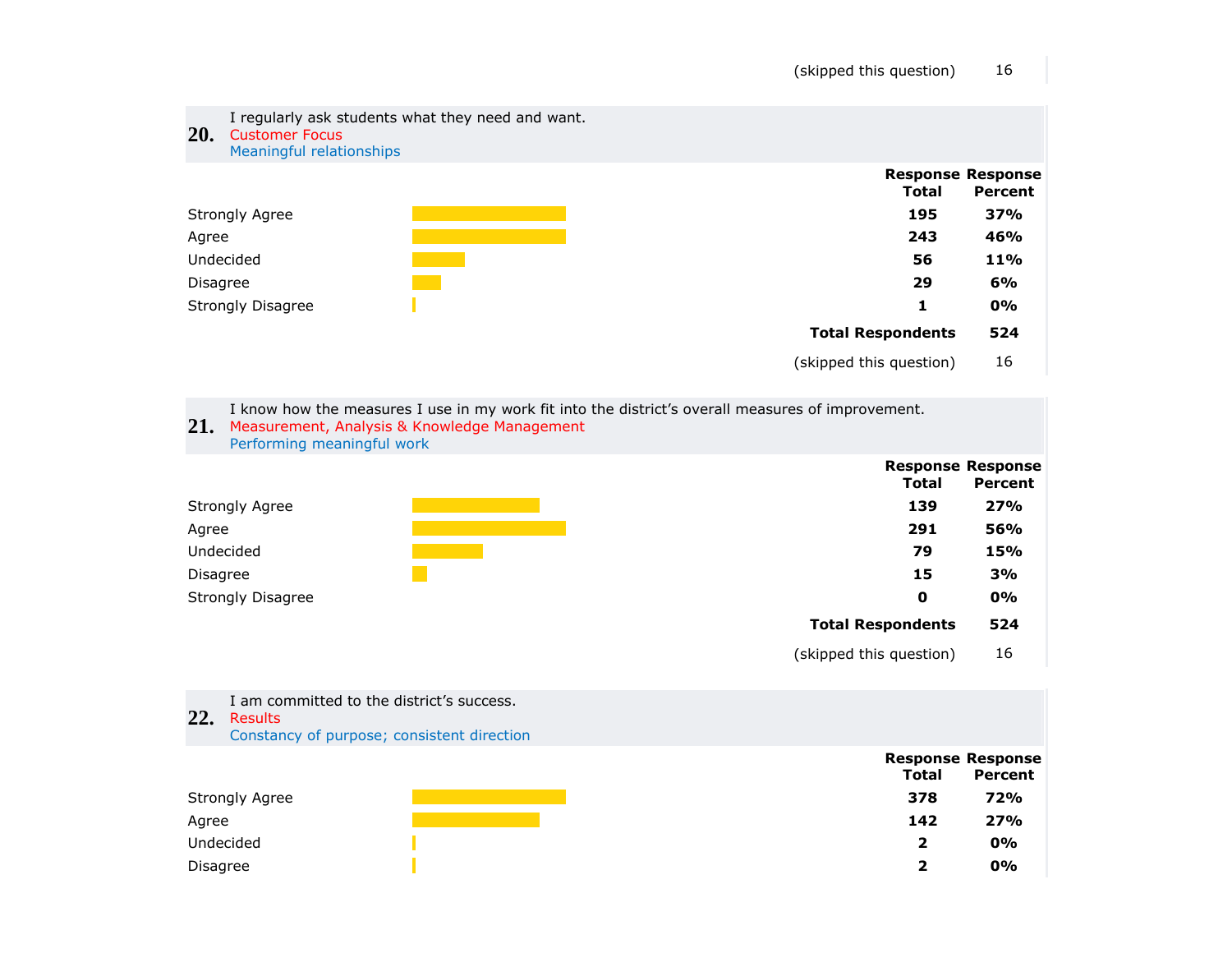| | |
|---|---|
| (skipped this question) | 16 |

**20.** I regularly ask students what they need and want.
Customer Focus
Meaningful relationships

| | Response Total | Response Percent |
|---|---|---|
| Strongly Agree | **195** | **37%** |
| Agree | **243** | **46%** |
| Undecided | **56** | **11%** |
| Disagree | **29** | **6%** |
| Strongly Disagree | **1** | **0%** |
| **Total Respondents** | **524** | |
| (skipped this question) | 16 | |

**21.** I know how the measures I use in my work fit into the district's overall measures of improvement.
Measurement, Analysis & Knowledge Management
Performing meaningful work

| | Response Total | Response Percent |
|---|---|---|
| Strongly Agree | **139** | **27%** |
| Agree | **291** | **56%** |
| Undecided | **79** | **15%** |
| Disagree | **15** | **3%** |
| Strongly Disagree | **0** | **0%** |
| **Total Respondents** | **524** | |
| (skipped this question) | 16 | |

**22.** I am committed to the district's success.
Results
Constancy of purpose; consistent direction

| | Response Total | Response Percent |
|---|---|---|
| Strongly Agree | **378** | **72%** |
| Agree | **142** | **27%** |
| Undecided | **2** | **0%** |
| Disagree | **2** | **0%** |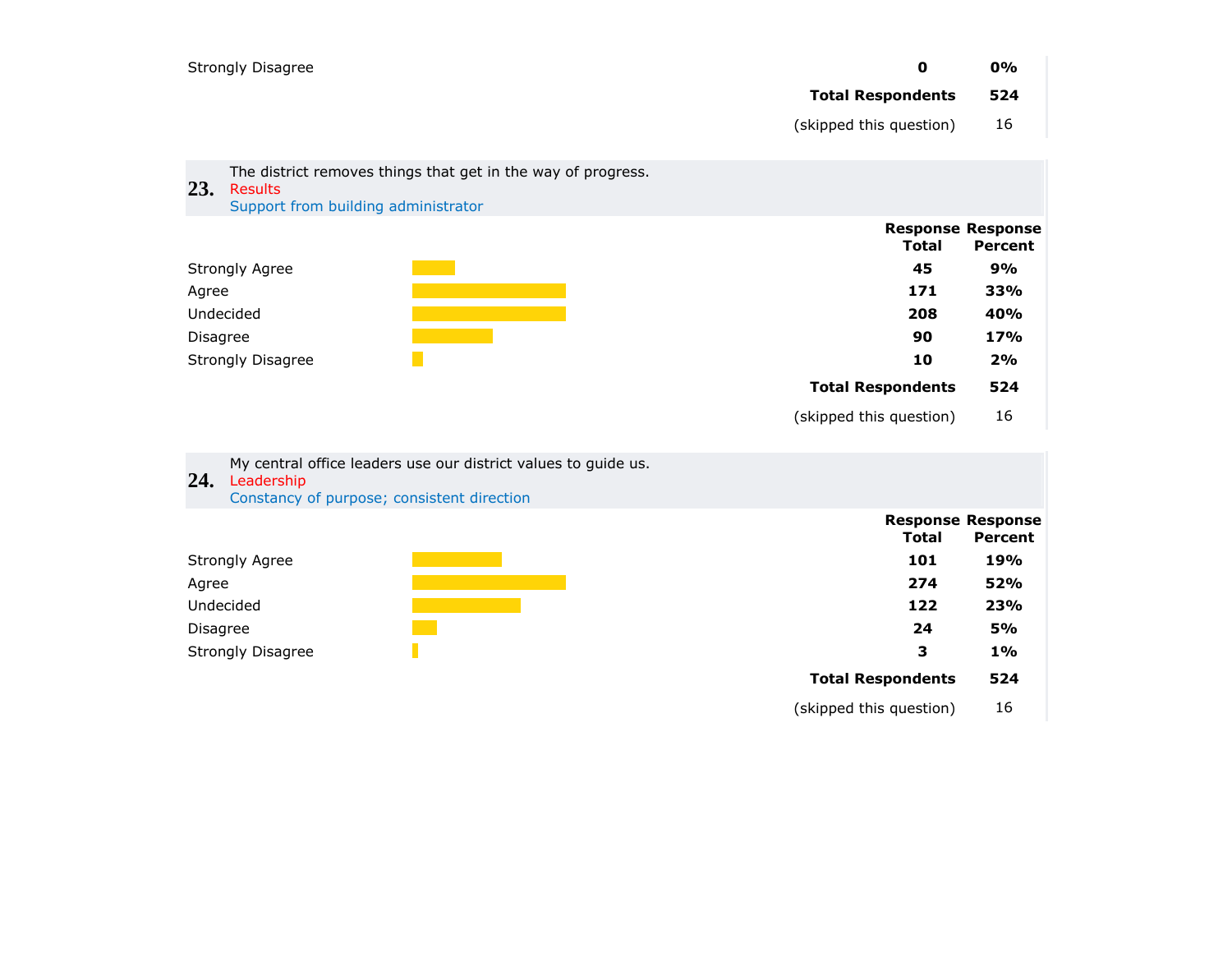| | Response Total | Response Percent |
|---|---|---|
| Strongly Disagree | **0** | **0%** |
| | **Total Respondents** | **524** |
| | (skipped this question) | 16 |

**23.** The district removes things that get in the way of progress.
Results
Support from building administrator

| | Response Total | Response Percent |
|---|---|---|
| Strongly Agree | **45** | **9%** |
| Agree | **171** | **33%** |
| Undecided | **208** | **40%** |
| Disagree | **90** | **17%** |
| Strongly Disagree | **10** | **2%** |
| | **Total Respondents** | **524** |
| | (skipped this question) | 16 |

**24.** My central office leaders use our district values to guide us.
Leadership
Constancy of purpose; consistent direction

| | Response Total | Response Percent |
|---|---|---|
| Strongly Agree | **101** | **19%** |
| Agree | **274** | **52%** |
| Undecided | **122** | **23%** |
| Disagree | **24** | **5%** |
| Strongly Disagree | **3** | **1%** |
| | **Total Respondents** | **524** |
| | (skipped this question) | 16 |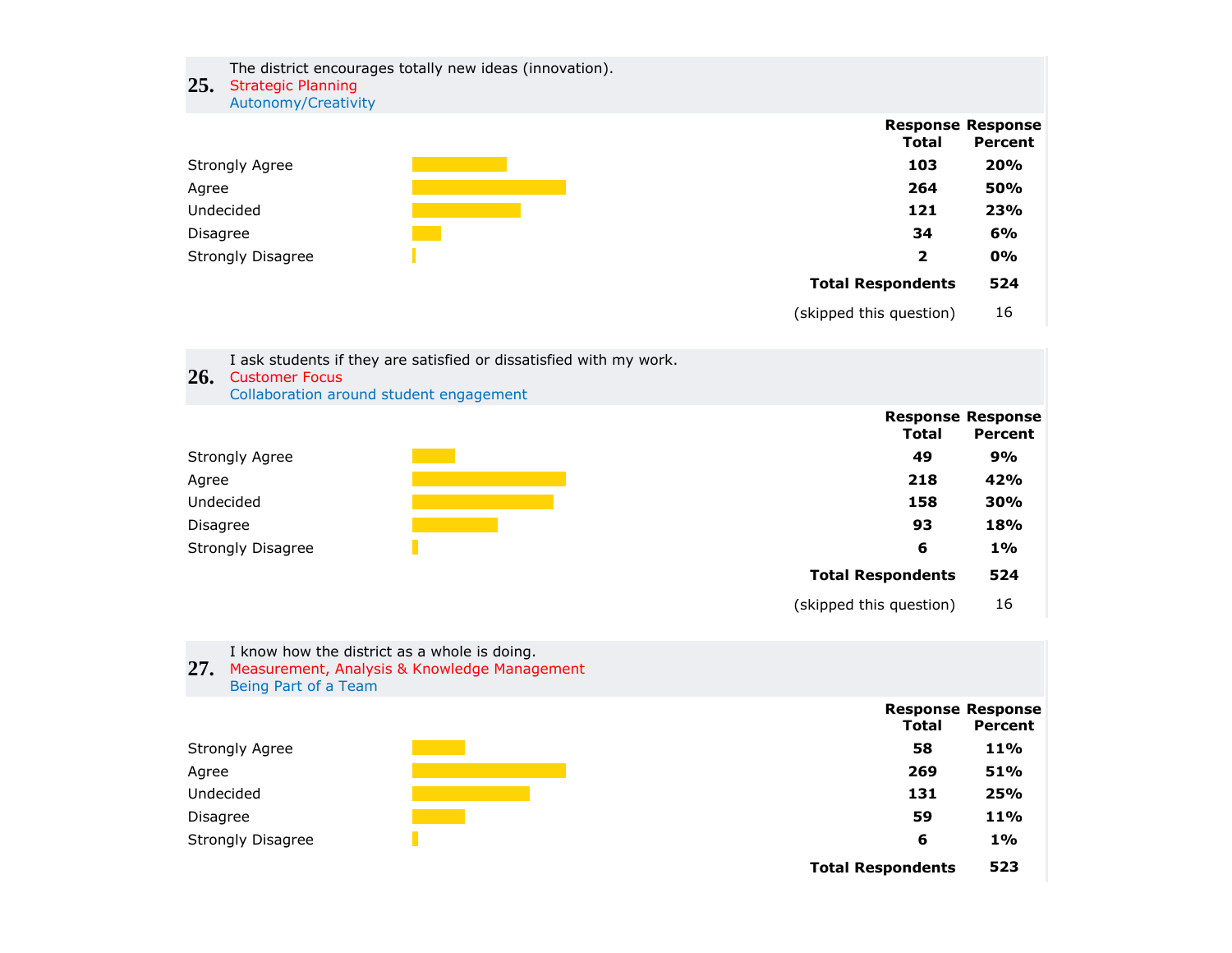**25.** The district encourages totally new ideas (innovation).
Strategic Planning
Autonomy/Creativity

| | Response Total | Response Percent |
|---|---|---|
| Strongly Agree | 103 | 20% |
| Agree | 264 | 50% |
| Undecided | 121 | 23% |
| Disagree | 34 | 6% |
| Strongly Disagree | 2 | 0% |
| **Total Respondents** | 524 | |
| (skipped this question) | 16 | |

**26.** I ask students if they are satisfied or dissatisfied with my work.
Customer Focus
Collaboration around student engagement

| | Response Total | Response Percent |
|---|---|---|
| Strongly Agree | 49 | 9% |
| Agree | 218 | 42% |
| Undecided | 158 | 30% |
| Disagree | 93 | 18% |
| Strongly Disagree | 6 | 1% |
| **Total Respondents** | 524 | |
| (skipped this question) | 16 | |

**27.** I know how the district as a whole is doing.
Measurement, Analysis & Knowledge Management
Being Part of a Team

| | Response Total | Response Percent |
|---|---|---|
| Strongly Agree | 58 | 11% |
| Agree | 269 | 51% |
| Undecided | 131 | 25% |
| Disagree | 59 | 11% |
| Strongly Disagree | 6 | 1% |
| **Total Respondents** | 523 | |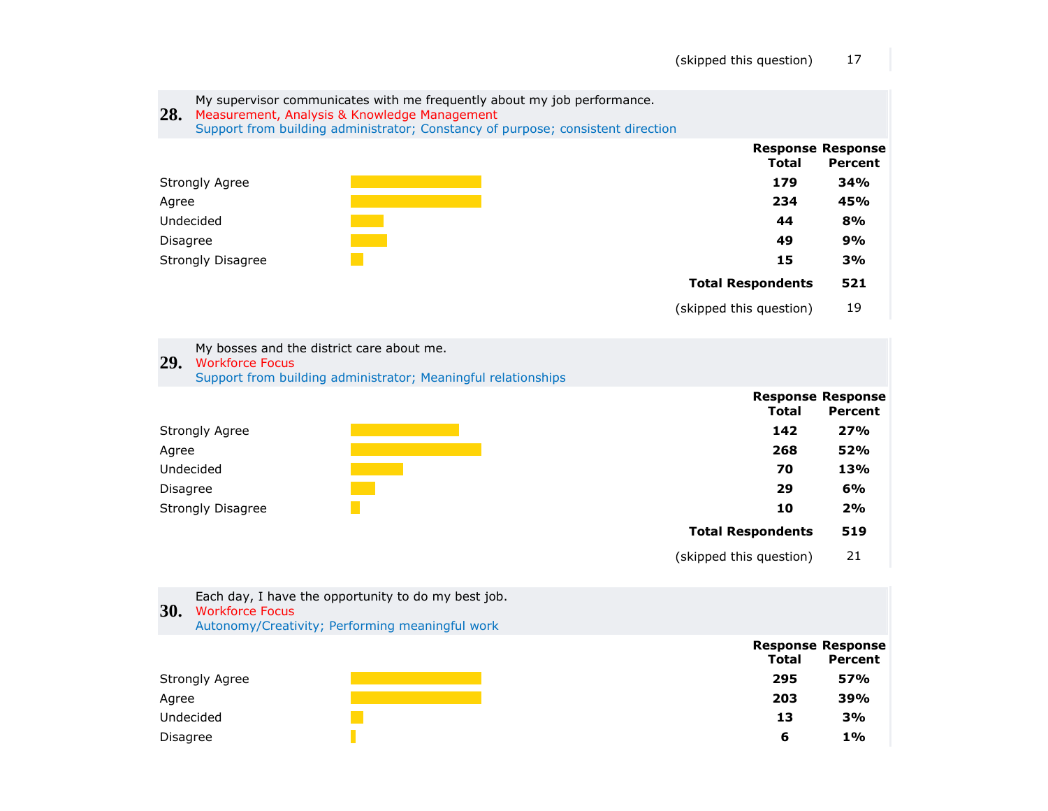| | |
|---|---|
| (skipped this question) | 17 |

## 28. My supervisor communicates with me frequently about my job performance.

Measurement, Analysis & Knowledge Management

Support from building administrator; Constancy of purpose; consistent direction

| | Response Total | Response Percent |
|---|---|---|
| Strongly Agree | **179** | **34%** |
| Agree | **234** | **45%** |
| Undecided | **44** | **8%** |
| Disagree | **49** | **9%** |
| Strongly Disagree | **15** | **3%** |
| **Total Respondents** | **521** | |
| (skipped this question) | 19 | |

## 29. My bosses and the district care about me.

Workforce Focus

Support from building administrator; Meaningful relationships

| | Response Total | Response Percent |
|---|---|---|
| Strongly Agree | **142** | **27%** |
| Agree | **268** | **52%** |
| Undecided | **70** | **13%** |
| Disagree | **29** | **6%** |
| Strongly Disagree | **10** | **2%** |
| **Total Respondents** | **519** | |
| (skipped this question) | 21 | |

## 30. Each day, I have the opportunity to do my best job.

Workforce Focus

Autonomy/Creativity; Performing meaningful work

| | Response Total | Response Percent |
|---|---|---|
| Strongly Agree | **295** | **57%** |
| Agree | **203** | **39%** |
| Undecided | **13** | **3%** |
| Disagree | **6** | **1%** |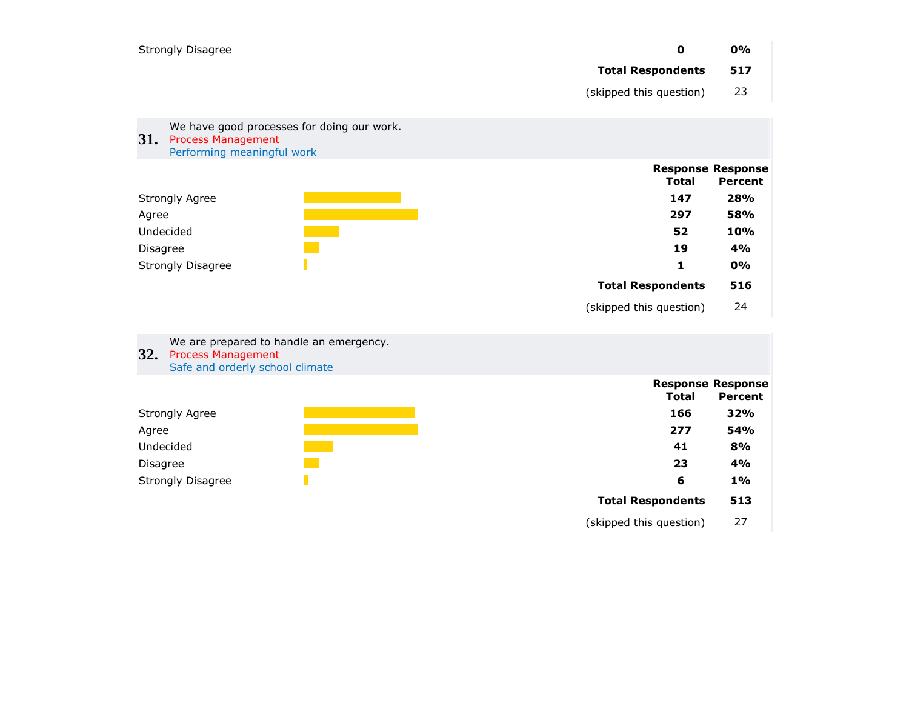| | Response Total | Response Percent |
|---|---|---|
| Strongly Disagree | **0** | **0%** |
| **Total Respondents** | | **517** |
| (skipped this question) | | 23 |

## 31. We have good processes for doing our work.

Process Management
Performing meaningful work

| | Response Total | Response Percent |
|---|---|---|
| Strongly Agree | **147** | **28%** |
| Agree | **297** | **58%** |
| Undecided | **52** | **10%** |
| Disagree | **19** | **4%** |
| Strongly Disagree | **1** | **0%** |
| **Total Respondents** | | **516** |
| (skipped this question) | | 24 |

## 32. We are prepared to handle an emergency.

Process Management
Safe and orderly school climate

| | Response Total | Response Percent |
|---|---|---|
| Strongly Agree | **166** | **32%** |
| Agree | **277** | **54%** |
| Undecided | **41** | **8%** |
| Disagree | **23** | **4%** |
| Strongly Disagree | **6** | **1%** |
| **Total Respondents** | | **513** |
| (skipped this question) | | 27 |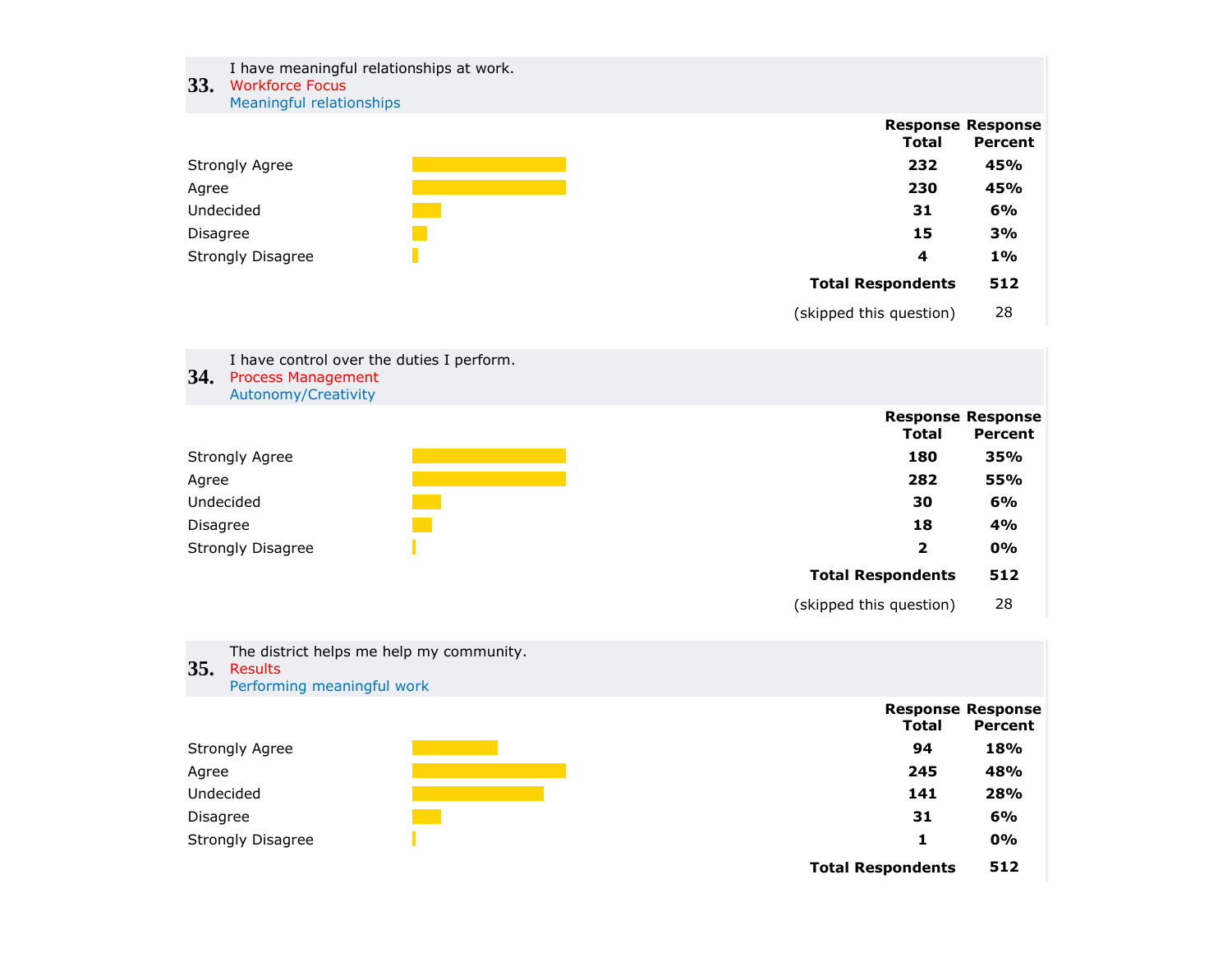**33.** I have meaningful relationships at work.
Workforce Focus
Meaningful relationships

| | Response Total | Response Percent |
|---|---|---|
| Strongly Agree | 232 | 45% |
| Agree | 230 | 45% |
| Undecided | 31 | 6% |
| Disagree | 15 | 3% |
| Strongly Disagree | 4 | 1% |
| **Total Respondents** | 512 | |
| (skipped this question) | 28 | |

**34.** I have control over the duties I perform.
Process Management
Autonomy/Creativity

| | Response Total | Response Percent |
|---|---|---|
| Strongly Agree | 180 | 35% |
| Agree | 282 | 55% |
| Undecided | 30 | 6% |
| Disagree | 18 | 4% |
| Strongly Disagree | 2 | 0% |
| **Total Respondents** | 512 | |
| (skipped this question) | 28 | |

**35.** The district helps me help my community.
Results
Performing meaningful work

| | Response Total | Response Percent |
|---|---|---|
| Strongly Agree | 94 | 18% |
| Agree | 245 | 48% |
| Undecided | 141 | 28% |
| Disagree | 31 | 6% |
| Strongly Disagree | 1 | 0% |
| **Total Respondents** | 512 | |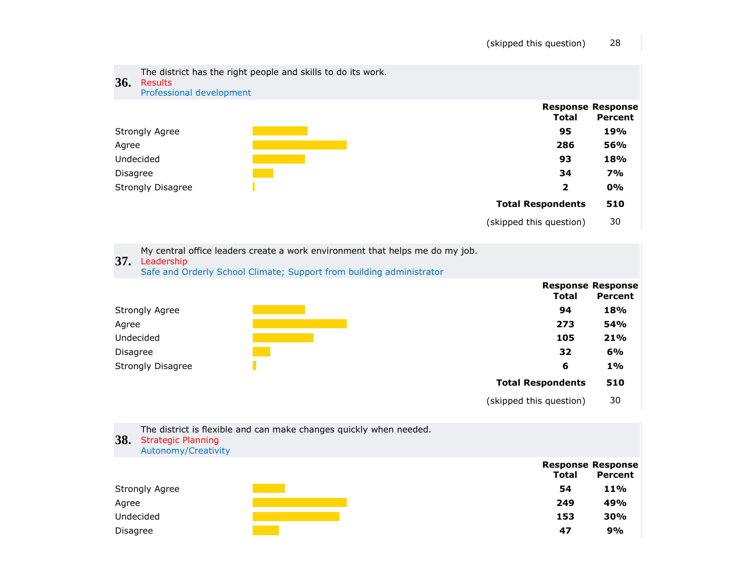| | |
|---|---|
| (skipped this question) | 28 |

**36.** The district has the right people and skills to do its work.
Results
Professional development

| | Response Total | Response Percent |
|---|---|---|
| Strongly Agree | 95 | 19% |
| Agree | 286 | 56% |
| Undecided | 93 | 18% |
| Disagree | 34 | 7% |
| Strongly Disagree | 2 | 0% |
| **Total Respondents** | **510** | |
| (skipped this question) | 30 | |

**37.** My central office leaders create a work environment that helps me do my job.
Leadership
Safe and Orderly School Climate; Support from building administrator

| | Response Total | Response Percent |
|---|---|---|
| Strongly Agree | 94 | 18% |
| Agree | 273 | 54% |
| Undecided | 105 | 21% |
| Disagree | 32 | 6% |
| Strongly Disagree | 6 | 1% |
| **Total Respondents** | **510** | |
| (skipped this question) | 30 | |

**38.** The district is flexible and can make changes quickly when needed.
Strategic Planning
Autonomy/Creativity

| | Response Total | Response Percent |
|---|---|---|
| Strongly Agree | 54 | 11% |
| Agree | 249 | 49% |
| Undecided | 153 | 30% |
| Disagree | 47 | 9% |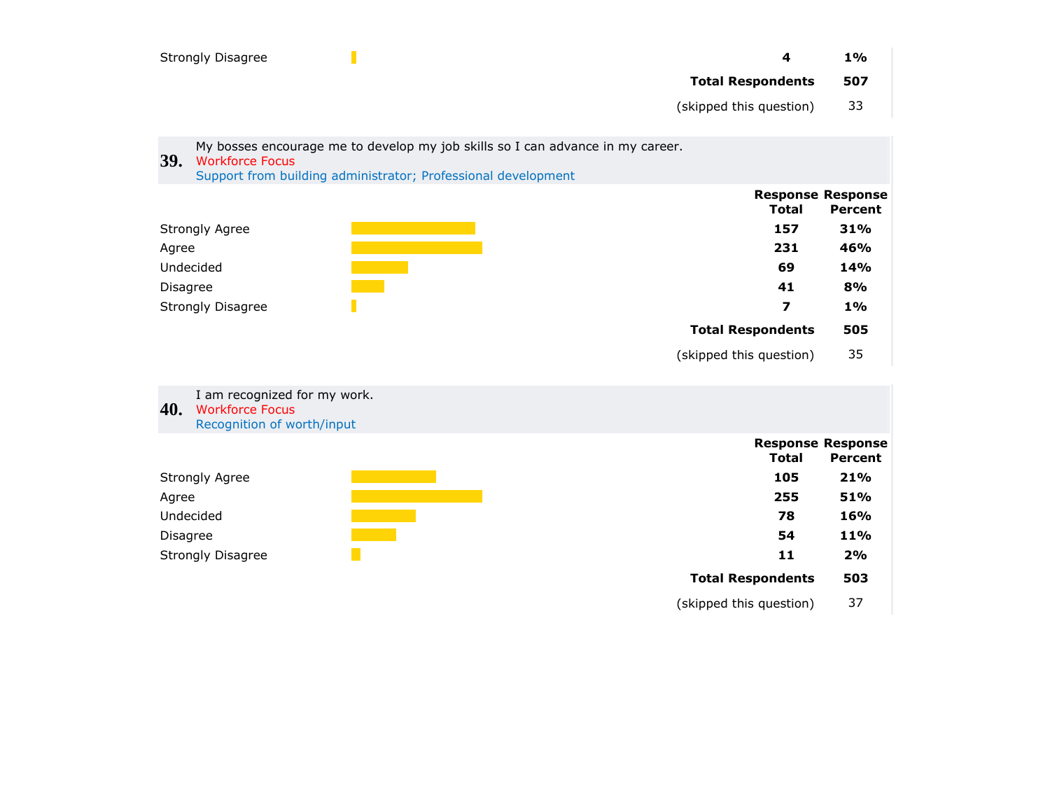| | Response Total | Response Percent |
|---|---|---|
| Strongly Disagree | **4** | **1%** |
| **Total Respondents** | | **507** |
| (skipped this question) | | 33 |

**39.** My bosses encourage me to develop my job skills so I can advance in my career.
Workforce Focus
Support from building administrator; Professional development

| | Response Total | Response Percent |
|---|---|---|
| Strongly Agree | **157** | **31%** |
| Agree | **231** | **46%** |
| Undecided | **69** | **14%** |
| Disagree | **41** | **8%** |
| Strongly Disagree | **7** | **1%** |
| **Total Respondents** | | **505** |
| (skipped this question) | | 35 |

**40.** I am recognized for my work.
Workforce Focus
Recognition of worth/input

| | Response Total | Response Percent |
|---|---|---|
| Strongly Agree | **105** | **21%** |
| Agree | **255** | **51%** |
| Undecided | **78** | **16%** |
| Disagree | **54** | **11%** |
| Strongly Disagree | **11** | **2%** |
| **Total Respondents** | | **503** |
| (skipped this question) | | 37 |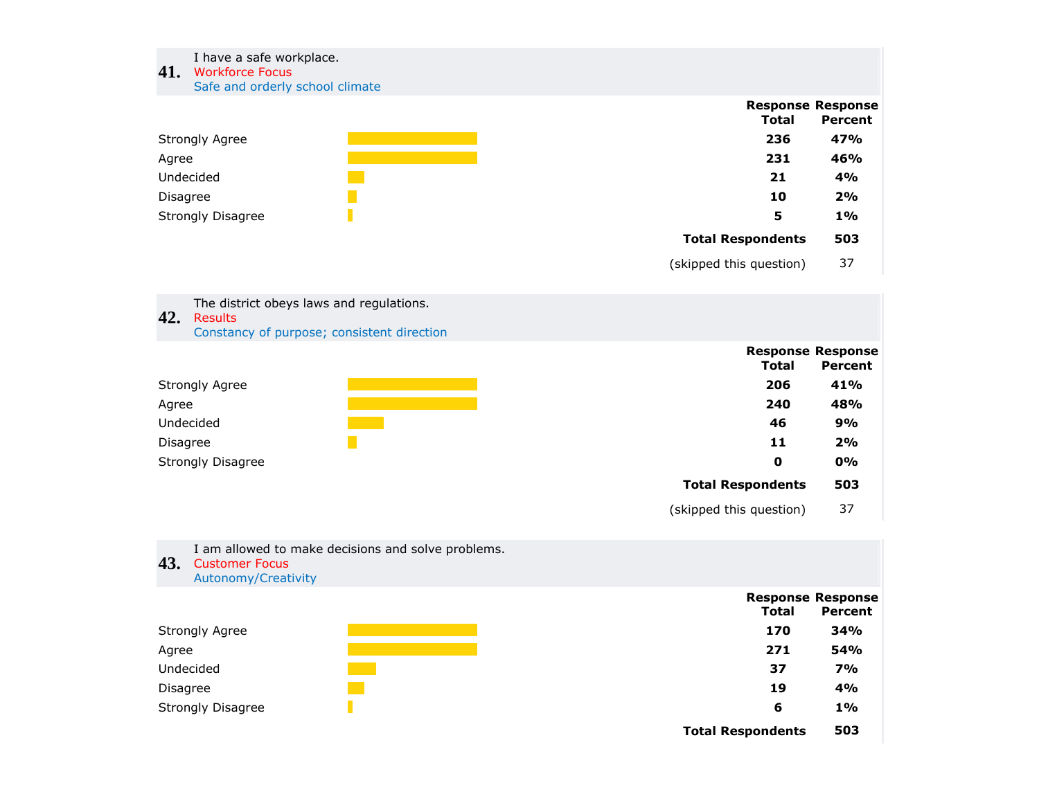**41.** I have a safe workplace.
Workforce Focus
Safe and orderly school climate

| | Response Total | Response Percent |
|---|---|---|
| Strongly Agree | 236 | 47% |
| Agree | 231 | 46% |
| Undecided | 21 | 4% |
| Disagree | 10 | 2% |
| Strongly Disagree | 5 | 1% |
| **Total Respondents** | | **503** |
| (skipped this question) | | 37 |

**42.** The district obeys laws and regulations.
Results
Constancy of purpose; consistent direction

| | Response Total | Response Percent |
|---|---|---|
| Strongly Agree | 206 | 41% |
| Agree | 240 | 48% |
| Undecided | 46 | 9% |
| Disagree | 11 | 2% |
| Strongly Disagree | 0 | 0% |
| **Total Respondents** | | **503** |
| (skipped this question) | | 37 |

**43.** I am allowed to make decisions and solve problems.
Customer Focus
Autonomy/Creativity

| | Response Total | Response Percent |
|---|---|---|
| Strongly Agree | 170 | 34% |
| Agree | 271 | 54% |
| Undecided | 37 | 7% |
| Disagree | 19 | 4% |
| Strongly Disagree | 6 | 1% |
| **Total Respondents** | | **503** |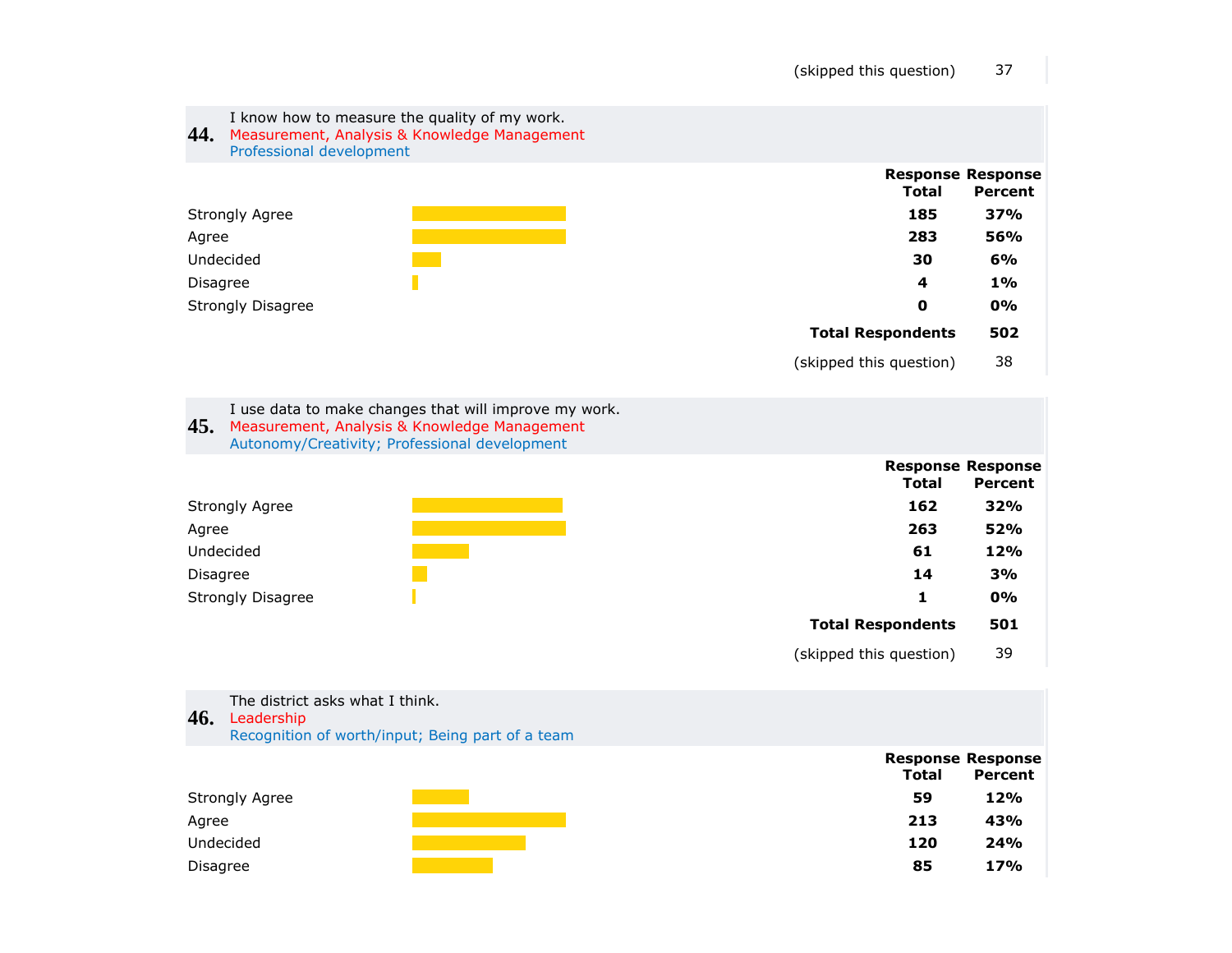| | |
|---|---|
| (skipped this question) | 37 |

**44.** I know how to measure the quality of my work.
Measurement, Analysis & Knowledge Management
Professional development

| | Response Total | Response Percent |
|---|---|---|
| Strongly Agree | **185** | **37%** |
| Agree | **283** | **56%** |
| Undecided | **30** | **6%** |
| Disagree | **4** | **1%** |
| Strongly Disagree | **0** | **0%** |
| **Total Respondents** | | **502** |
| (skipped this question) | | 38 |

**45.** I use data to make changes that will improve my work.
Measurement, Analysis & Knowledge Management
Autonomy/Creativity; Professional development

| | Response Total | Response Percent |
|---|---|---|
| Strongly Agree | **162** | **32%** |
| Agree | **263** | **52%** |
| Undecided | **61** | **12%** |
| Disagree | **14** | **3%** |
| Strongly Disagree | **1** | **0%** |
| **Total Respondents** | | **501** |
| (skipped this question) | | 39 |

**46.** The district asks what I think.
Leadership
Recognition of worth/input; Being part of a team

| | Response Total | Response Percent |
|---|---|---|
| Strongly Agree | **59** | **12%** |
| Agree | **213** | **43%** |
| Undecided | **120** | **24%** |
| Disagree | **85** | **17%** |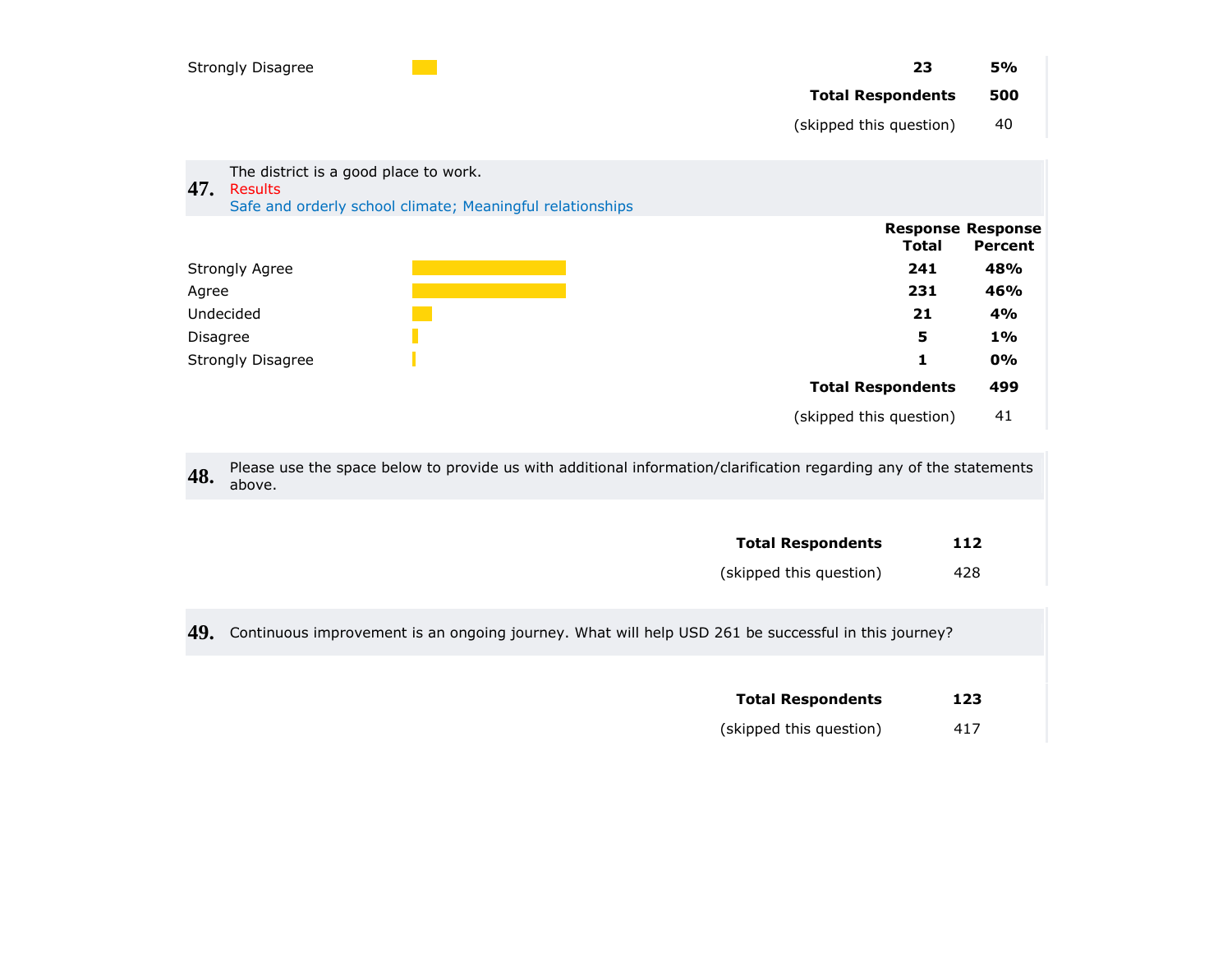| | Response Total | Response Percent |
|---|---|---|
| Strongly Disagree | 23 | 5% |
| **Total Respondents** | **500** | |
| (skipped this question) | 40 | |

**47.** The district is a good place to work.
Results
Safe and orderly school climate; Meaningful relationships

| | Response Total | Response Percent |
|---|---|---|
| Strongly Agree | 241 | 48% |
| Agree | 231 | 46% |
| Undecided | 21 | 4% |
| Disagree | 5 | 1% |
| Strongly Disagree | 1 | 0% |
| **Total Respondents** | **499** | |
| (skipped this question) | 41 | |

**48.** Please use the space below to provide us with additional information/clarification regarding any of the statements above.

| | |
|---|---|
| **Total Respondents** | **112** |
| (skipped this question) | 428 |

**49.** Continuous improvement is an ongoing journey. What will help USD 261 be successful in this journey?

| | |
|---|---|
| **Total Respondents** | **123** |
| (skipped this question) | 417 |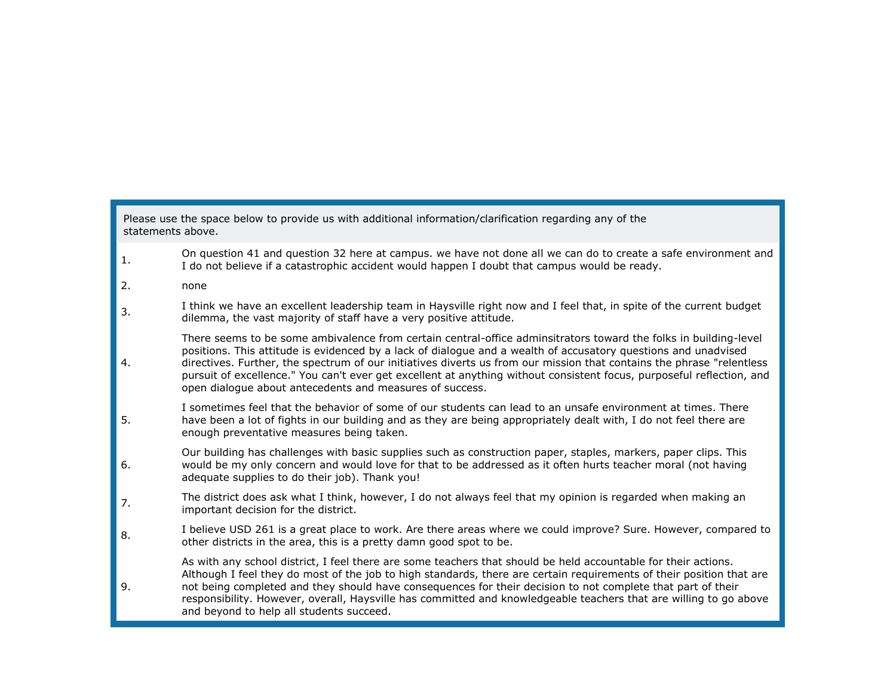Please use the space below to provide us with additional information/clarification regarding any of the statements above.

| | |
|---|---|
| 1. | On question 41 and question 32 here at campus. we have not done all we can do to create a safe environment and I do not believe if a catastrophic accident would happen I doubt that campus would be ready. |
| 2. | none |
| 3. | I think we have an excellent leadership team in Haysville right now and I feel that, in spite of the current budget dilemma, the vast majority of staff have a very positive attitude. |
| 4. | There seems to be some ambivalence from certain central-office adminsitrators toward the folks in building-level positions. This attitude is evidenced by a lack of dialogue and a wealth of accusatory questions and unadvised directives. Further, the spectrum of our initiatives diverts us from our mission that contains the phrase "relentless pursuit of excellence." You can't ever get excellent at anything without consistent focus, purposeful reflection, and open dialogue about antecedents and measures of success. |
| 5. | I sometimes feel that the behavior of some of our students can lead to an unsafe environment at times. There have been a lot of fights in our building and as they are being appropriately dealt with, I do not feel there are enough preventative measures being taken. |
| 6. | Our building has challenges with basic supplies such as construction paper, staples, markers, paper clips. This would be my only concern and would love for that to be addressed as it often hurts teacher moral (not having adequate supplies to do their job). Thank you! |
| 7. | The district does ask what I think, however, I do not always feel that my opinion is regarded when making an important decision for the district. |
| 8. | I believe USD 261 is a great place to work. Are there areas where we could improve? Sure. However, compared to other districts in the area, this is a pretty damn good spot to be. |
| 9. | As with any school district, I feel there are some teachers that should be held accountable for their actions. Although I feel they do most of the job to high standards, there are certain requirements of their position that are not being completed and they should have consequences for their decision to not complete that part of their responsibility. However, overall, Haysville has committed and knowledgeable teachers that are willing to go above and beyond to help all students succeed. |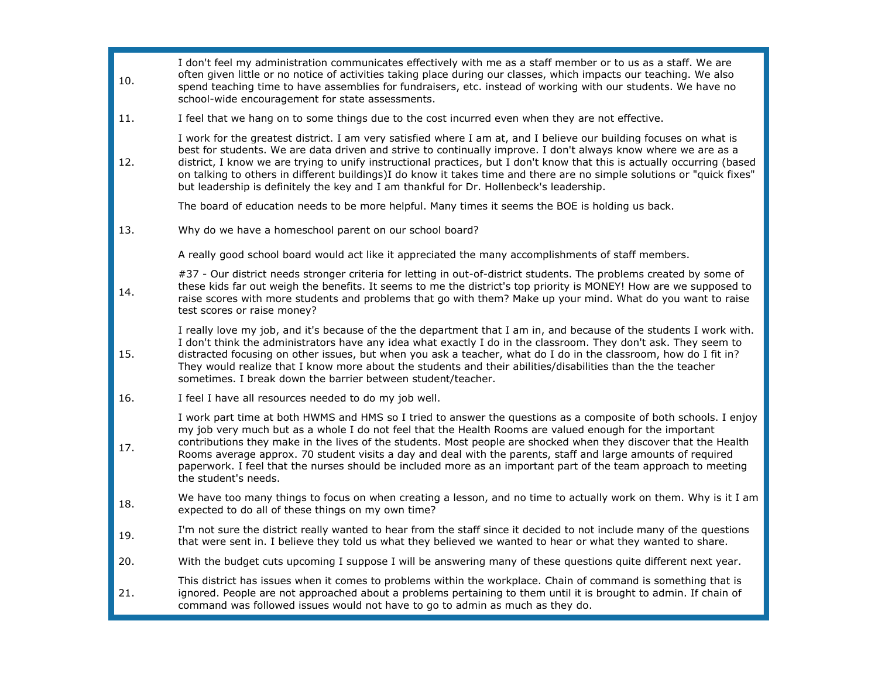| | |
|---|---|
| 10. | I don't feel my administration communicates effectively with me as a staff member or to us as a staff. We are often given little or no notice of activities taking place during our classes, which impacts our teaching. We also spend teaching time to have assemblies for fundraisers, etc. instead of working with our students. We have no school-wide encouragement for state assessments. |
| 11. | I feel that we hang on to some things due to the cost incurred even when they are not effective. |
| 12. | I work for the greatest district. I am very satisfied where I am at, and I believe our building focuses on what is best for students. We are data driven and strive to continually improve. I don't always know where we are as a district, I know we are trying to unify instructional practices, but I don't know that this is actually occurring (based on talking to others in different buildings)I do know it takes time and there are no simple solutions or "quick fixes" but leadership is definitely the key and I am thankful for Dr. Hollenbeck's leadership. |
| 13. | The board of education needs to be more helpful. Many times it seems the BOE is holding us back.<br><br>Why do we have a homeschool parent on our school board?<br><br>A really good school board would act like it appreciated the many accomplishments of staff members. |
| 14. | #37 - Our district needs stronger criteria for letting in out-of-district students. The problems created by some of these kids far out weigh the benefits. It seems to me the district's top priority is MONEY! How are we supposed to raise scores with more students and problems that go with them? Make up your mind. What do you want to raise test scores or raise money? |
| 15. | I really love my job, and it's because of the the department that I am in, and because of the students I work with. I don't think the administrators have any idea what exactly I do in the classroom. They don't ask. They seem to distracted focusing on other issues, but when you ask a teacher, what do I do in the classroom, how do I fit in? They would realize that I know more about the students and their abilities/disabilities than the the teacher sometimes. I break down the barrier between student/teacher. |
| 16. | I feel I have all resources needed to do my job well. |
| 17. | I work part time at both HWMS and HMS so I tried to answer the questions as a composite of both schools. I enjoy my job very much but as a whole I do not feel that the Health Rooms are valued enough for the important contributions they make in the lives of the students. Most people are shocked when they discover that the Health Rooms average approx. 70 student visits a day and deal with the parents, staff and large amounts of required paperwork. I feel that the nurses should be included more as an important part of the team approach to meeting the student's needs. |
| 18. | We have too many things to focus on when creating a lesson, and no time to actually work on them. Why is it I am expected to do all of these things on my own time? |
| 19. | I'm not sure the district really wanted to hear from the staff since it decided to not include many of the questions that were sent in. I believe they told us what they believed we wanted to hear or what they wanted to share. |
| 20. | With the budget cuts upcoming I suppose I will be answering many of these questions quite different next year. |
| 21. | This district has issues when it comes to problems within the workplace. Chain of command is something that is ignored. People are not approached about a problems pertaining to them until it is brought to admin. If chain of command was followed issues would not have to go to admin as much as they do. |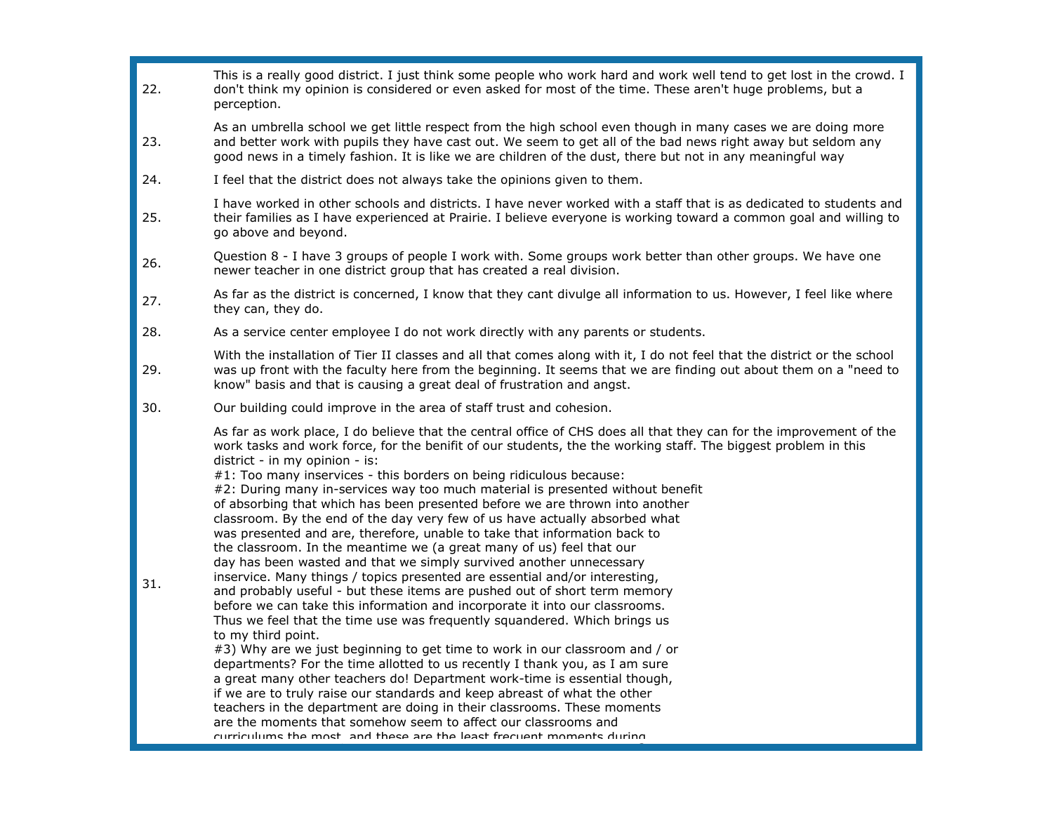| | |
|---|---|
| 22. | This is a really good district. I just think some people who work hard and work well tend to get lost in the crowd. I don't think my opinion is considered or even asked for most of the time. These aren't huge problems, but a perception. |
| 23. | As an umbrella school we get little respect from the high school even though in many cases we are doing more and better work with pupils they have cast out. We seem to get all of the bad news right away but seldom any good news in a timely fashion. It is like we are children of the dust, there but not in any meaningful way |
| 24. | I feel that the district does not always take the opinions given to them. |
| 25. | I have worked in other schools and districts. I have never worked with a staff that is as dedicated to students and their families as I have experienced at Prairie. I believe everyone is working toward a common goal and willing to go above and beyond. |
| 26. | Question 8 - I have 3 groups of people I work with. Some groups work better than other groups. We have one newer teacher in one district group that has created a real division. |
| 27. | As far as the district is concerned, I know that they cant divulge all information to us. However, I feel like where they can, they do. |
| 28. | As a service center employee I do not work directly with any parents or students. |
| 29. | With the installation of Tier II classes and all that comes along with it, I do not feel that the district or the school was up front with the faculty here from the beginning. It seems that we are finding out about them on a "need to know" basis and that is causing a great deal of frustration and angst. |
| 30. | Our building could improve in the area of staff trust and cohesion. |
| 31. | As far as work place, I do believe that the central office of CHS does all that they can for the improvement of the work tasks and work force, for the benifit of our students, the the working staff. The biggest problem in this district - in my opinion - is:<br>#1: Too many inservices - this borders on being ridiculous because:<br>#2: During many in-services way too much material is presented without benefit of absorbing that which has been presented before we are thrown into another classroom. By the end of the day very few of us have actually absorbed what was presented and are, therefore, unable to take that information back to the classroom. In the meantime we (a great many of us) feel that our day has been wasted and that we simply survived another unnecessary inservice. Many things / topics presented are essential and/or interesting, and probably useful - but these items are pushed out of short term memory before we can take this information and incorporate it into our classrooms. Thus we feel that the time use was frequently squandered. Which brings us to my third point.<br>#3) Why are we just beginning to get time to work in our classroom and / or departments? For the time allotted to us recently I thank you, as I am sure a great many other teachers do! Department work-time is essential though, if we are to truly raise our standards and keep abreast of what the other teachers in the department are doing in their classrooms. These moments are the moments that somehow seem to affect our classrooms and curriculums the most, and these are the least frecuent moments during |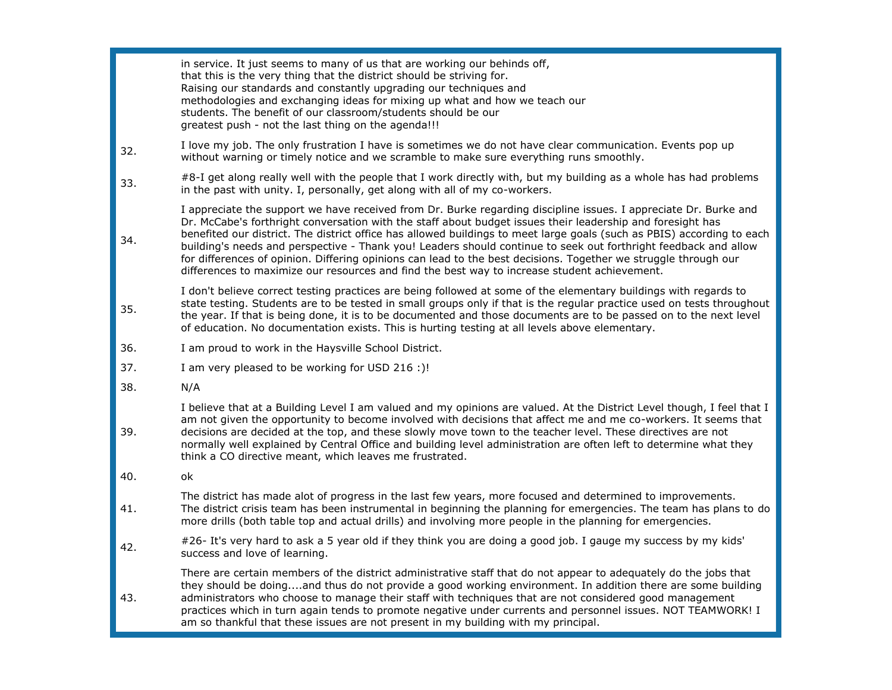|  |  |
|---|---|
|  | in service. It just seems to many of us that are working our behinds off, that this is the very thing that the district should be striving for. Raising our standards and constantly upgrading our techniques and methodologies and exchanging ideas for mixing up what and how we teach our students. The benefit of our classroom/students should be our greatest push - not the last thing on the agenda!!! |
| 32. | I love my job. The only frustration I have is sometimes we do not have clear communication. Events pop up without warning or timely notice and we scramble to make sure everything runs smoothly. |
| 33. | #8-I get along really well with the people that I work directly with, but my building as a whole has had problems in the past with unity. I, personally, get along with all of my co-workers. |
| 34. | I appreciate the support we have received from Dr. Burke regarding discipline issues. I appreciate Dr. Burke and Dr. McCabe's forthright conversation with the staff about budget issues their leadership and foresight has benefited our district. The district office has allowed buildings to meet large goals (such as PBIS) according to each building's needs and perspective - Thank you! Leaders should continue to seek out forthright feedback and allow for differences of opinion. Differing opinions can lead to the best decisions. Together we struggle through our differences to maximize our resources and find the best way to increase student achievement. |
| 35. | I don't believe correct testing practices are being followed at some of the elementary buildings with regards to state testing. Students are to be tested in small groups only if that is the regular practice used on tests throughout the year. If that is being done, it is to be documented and those documents are to be passed on to the next level of education. No documentation exists. This is hurting testing at all levels above elementary. |
| 36. | I am proud to work in the Haysville School District. |
| 37. | I am very pleased to be working for USD 216 :)! |
| 38. | N/A |
| 39. | I believe that at a Building Level I am valued and my opinions are valued. At the District Level though, I feel that I am not given the opportunity to become involved with decisions that affect me and me co-workers. It seems that decisions are decided at the top, and these slowly move town to the teacher level. These directives are not normally well explained by Central Office and building level administration are often left to determine what they think a CO directive meant, which leaves me frustrated. |
| 40. | ok |
| 41. | The district has made alot of progress in the last few years, more focused and determined to improvements. The district crisis team has been instrumental in beginning the planning for emergencies. The team has plans to do more drills (both table top and actual drills) and involving more people in the planning for emergencies. |
| 42. | #26- It's very hard to ask a 5 year old if they think you are doing a good job. I gauge my success by my kids' success and love of learning. |
| 43. | There are certain members of the district administrative staff that do not appear to adequately do the jobs that they should be doing....and thus do not provide a good working environment. In addition there are some building administrators who choose to manage their staff with techniques that are not considered good management practices which in turn again tends to promote negative under currents and personnel issues. NOT TEAMWORK! I am so thankful that these issues are not present in my building with my principal. |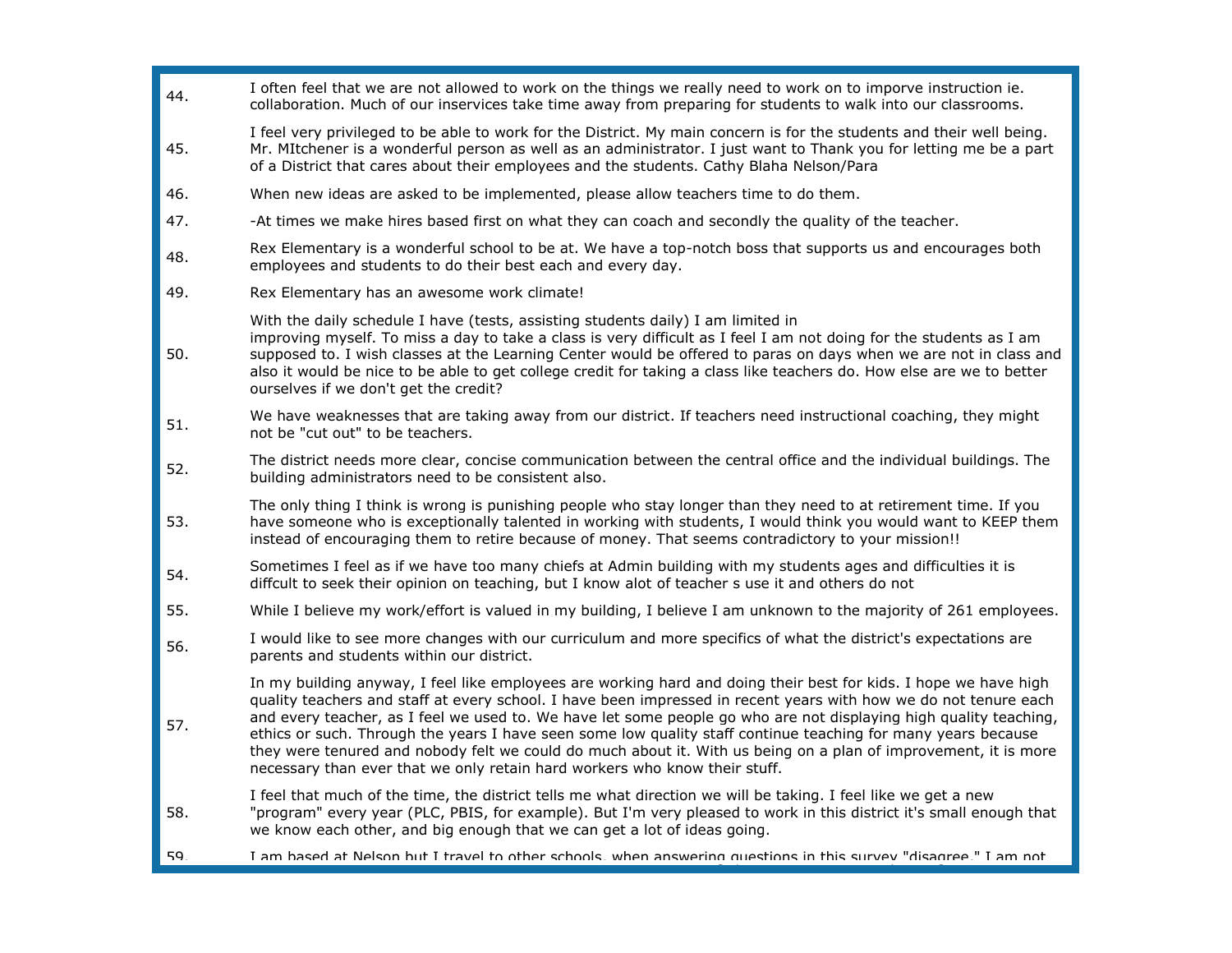44. I often feel that we are not allowed to work on the things we really need to work on to imporve instruction ie. collaboration. Much of our inservices take time away from preparing for students to walk into our classrooms.

45. I feel very privileged to be able to work for the District. My main concern is for the students and their well being. Mr. MItchener is a wonderful person as well as an administrator. I just want to Thank you for letting me be a part of a District that cares about their employees and the students. Cathy Blaha Nelson/Para

46. When new ideas are asked to be implemented, please allow teachers time to do them.

47. -At times we make hires based first on what they can coach and secondly the quality of the teacher.

48. Rex Elementary is a wonderful school to be at. We have a top-notch boss that supports us and encourages both employees and students to do their best each and every day.

49. Rex Elementary has an awesome work climate!

50. With the daily schedule I have (tests, assisting students daily) I am limited in improving myself. To miss a day to take a class is very difficult as I feel I am not doing for the students as I am supposed to. I wish classes at the Learning Center would be offered to paras on days when we are not in class and also it would be nice to be able to get college credit for taking a class like teachers do. How else are we to better ourselves if we don't get the credit?

51. We have weaknesses that are taking away from our district. If teachers need instructional coaching, they might not be "cut out" to be teachers.

52. The district needs more clear, concise communication between the central office and the individual buildings. The building administrators need to be consistent also.

53. The only thing I think is wrong is punishing people who stay longer than they need to at retirement time. If you have someone who is exceptionally talented in working with students, I would think you would want to KEEP them instead of encouraging them to retire because of money. That seems contradictory to your mission!!

54. Sometimes I feel as if we have too many chiefs at Admin building with my students ages and difficulties it is diffcult to seek their opinion on teaching, but I know alot of teacher s use it and others do not

55. While I believe my work/effort is valued in my building, I believe I am unknown to the majority of 261 employees.

56. I would like to see more changes with our curriculum and more specifics of what the district's expectations are parents and students within our district.

57. In my building anyway, I feel like employees are working hard and doing their best for kids. I hope we have high quality teachers and staff at every school. I have been impressed in recent years with how we do not tenure each and every teacher, as I feel we used to. We have let some people go who are not displaying high quality teaching, ethics or such. Through the years I have seen some low quality staff continue teaching for many years because they were tenured and nobody felt we could do much about it. With us being on a plan of improvement, it is more necessary than ever that we only retain hard workers who know their stuff.

58. I feel that much of the time, the district tells me what direction we will be taking. I feel like we get a new "program" every year (PLC, PBIS, for example). But I'm very pleased to work in this district it's small enough that we know each other, and big enough that we can get a lot of ideas going.

59. I am based at Nelson but I travel to other schools, when answering questions in this survey "disagree," I am not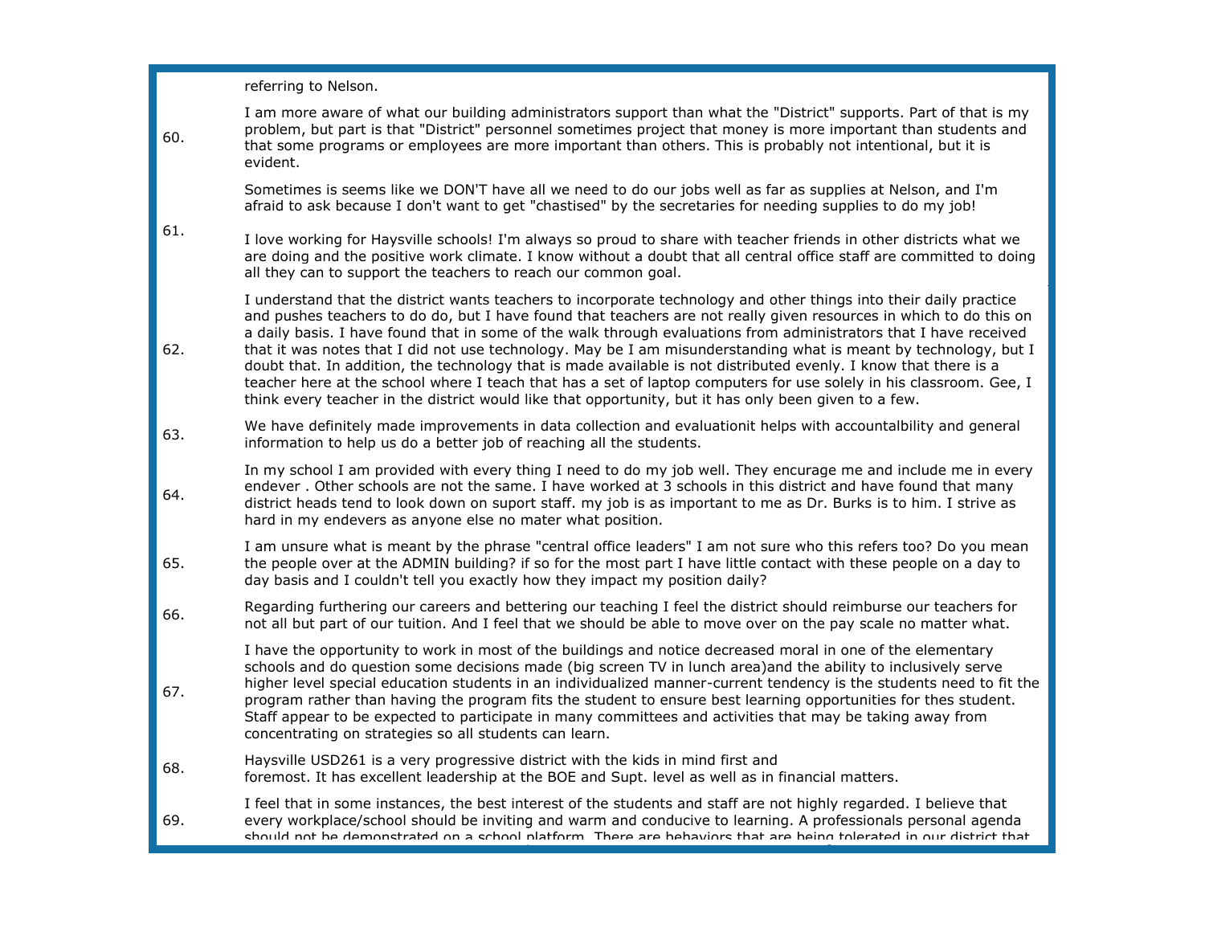referring to Nelson.

60. I am more aware of what our building administrators support than what the "District" supports. Part of that is my problem, but part is that "District" personnel sometimes project that money is more important than students and that some programs or employees are more important than others. This is probably not intentional, but it is evident.

61. Sometimes is seems like we DON'T have all we need to do our jobs well as far as supplies at Nelson, and I'm afraid to ask because I don't want to get "chastised" by the secretaries for needing supplies to do my job!

    I love working for Haysville schools! I'm always so proud to share with teacher friends in other districts what we are doing and the positive work climate. I know without a doubt that all central office staff are committed to doing all they can to support the teachers to reach our common goal.

62. I understand that the district wants teachers to incorporate technology and other things into their daily practice and pushes teachers to do do, but I have found that teachers are not really given resources in which to do this on a daily basis. I have found that in some of the walk through evaluations from administrators that I have received that it was notes that I did not use technology. May be I am misunderstanding what is meant by technology, but I doubt that. In addition, the technology that is made available is not distributed evenly. I know that there is a teacher here at the school where I teach that has a set of laptop computers for use solely in his classroom. Gee, I think every teacher in the district would like that opportunity, but it has only been given to a few.

63. We have definitely made improvements in data collection and evaluationit helps with accountalbility and general information to help us do a better job of reaching all the students.

64. In my school I am provided with every thing I need to do my job well. They encurage me and include me in every endever . Other schools are not the same. I have worked at 3 schools in this district and have found that many district heads tend to look down on suport staff. my job is as important to me as Dr. Burks is to him. I strive as hard in my endevers as anyone else no mater what position.

65. I am unsure what is meant by the phrase "central office leaders" I am not sure who this refers too? Do you mean the people over at the ADMIN building? if so for the most part I have little contact with these people on a day to day basis and I couldn't tell you exactly how they impact my position daily?

66. Regarding furthering our careers and bettering our teaching I feel the district should reimburse our teachers for not all but part of our tuition. And I feel that we should be able to move over on the pay scale no matter what.

67. I have the opportunity to work in most of the buildings and notice decreased moral in one of the elementary schools and do question some decisions made (big screen TV in lunch area)and the ability to inclusively serve higher level special education students in an individualized manner-current tendency is the students need to fit the program rather than having the program fits the student to ensure best learning opportunities for thes student. Staff appear to be expected to participate in many committees and activities that may be taking away from concentrating on strategies so all students can learn.

68. Haysville USD261 is a very progressive district with the kids in mind first and foremost. It has excellent leadership at the BOE and Supt. level as well as in financial matters.

69. I feel that in some instances, the best interest of the students and staff are not highly regarded. I believe that every workplace/school should be inviting and warm and conducive to learning. A professionals personal agenda should not be demonstrated on a school platform. There are behaviors that are being tolerated in our district that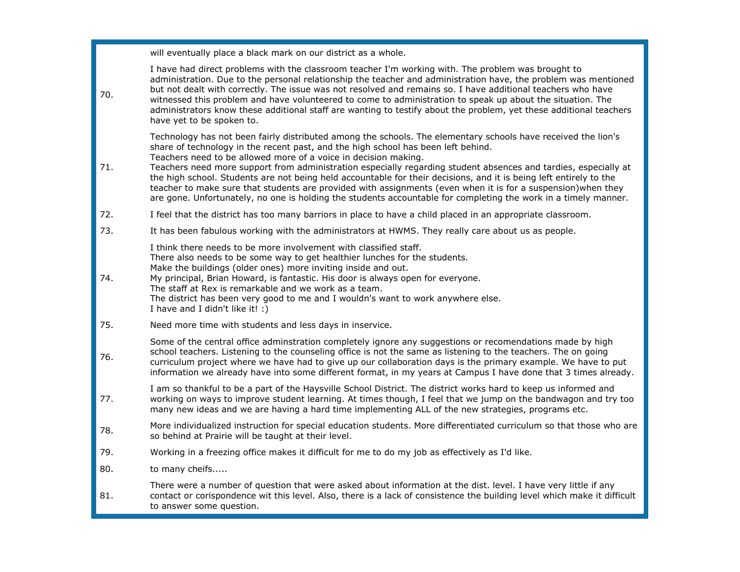will eventually place a black mark on our district as a whole.

70. I have had direct problems with the classroom teacher I'm working with. The problem was brought to administration. Due to the personal relationship the teacher and administration have, the problem was mentioned but not dealt with correctly. The issue was not resolved and remains so. I have additional teachers who have witnessed this problem and have volunteered to come to administration to speak up about the situation. The administrators know these additional staff are wanting to testify about the problem, yet these additional teachers have yet to be spoken to.

71. Technology has not been fairly distributed among the schools. The elementary schools have received the lion's share of technology in the recent past, and the high school has been left behind.
Teachers need to be allowed more of a voice in decision making.
Teachers need more support from administration especially regarding student absences and tardies, especially at the high school. Students are not being held accountable for their decisions, and it is being left entirely to the teacher to make sure that students are provided with assignments (even when it is for a suspension)when they are gone. Unfortunately, no one is holding the students accountable for completing the work in a timely manner.

72. I feel that the district has too many barriors in place to have a child placed in an appropriate classroom.

73. It has been fabulous working with the administrators at HWMS. They really care about us as people.

74. I think there needs to be more involvement with classified staff.
There also needs to be some way to get healthier lunches for the students.
Make the buildings (older ones) more inviting inside and out.
My principal, Brian Howard, is fantastic. His door is always open for everyone.
The staff at Rex is remarkable and we work as a team.
The district has been very good to me and I wouldn's want to work anywhere else.
I have and I didn't like it! :)

75. Need more time with students and less days in inservice.

76. Some of the central office adminstration completely ignore any suggestions or recomendations made by high school teachers. Listening to the counseling office is not the same as listening to the teachers. The on going curriculum project where we have had to give up our collaboration days is the primary example. We have to put information we already have into some different format, in my years at Campus I have done that 3 times already.

77. I am so thankful to be a part of the Haysville School District. The district works hard to keep us informed and working on ways to improve student learning. At times though, I feel that we jump on the bandwagon and try too many new ideas and we are having a hard time implementing ALL of the new strategies, programs etc.

78. More individualized instruction for special education students. More differentiated curriculum so that those who are so behind at Prairie will be taught at their level.

79. Working in a freezing office makes it difficult for me to do my job as effectively as I'd like.

80. to many cheifs.....

81. There were a number of question that were asked about information at the dist. level. I have very little if any contact or corispondence wit this level. Also, there is a lack of consistence the building level which make it difficult to answer some question.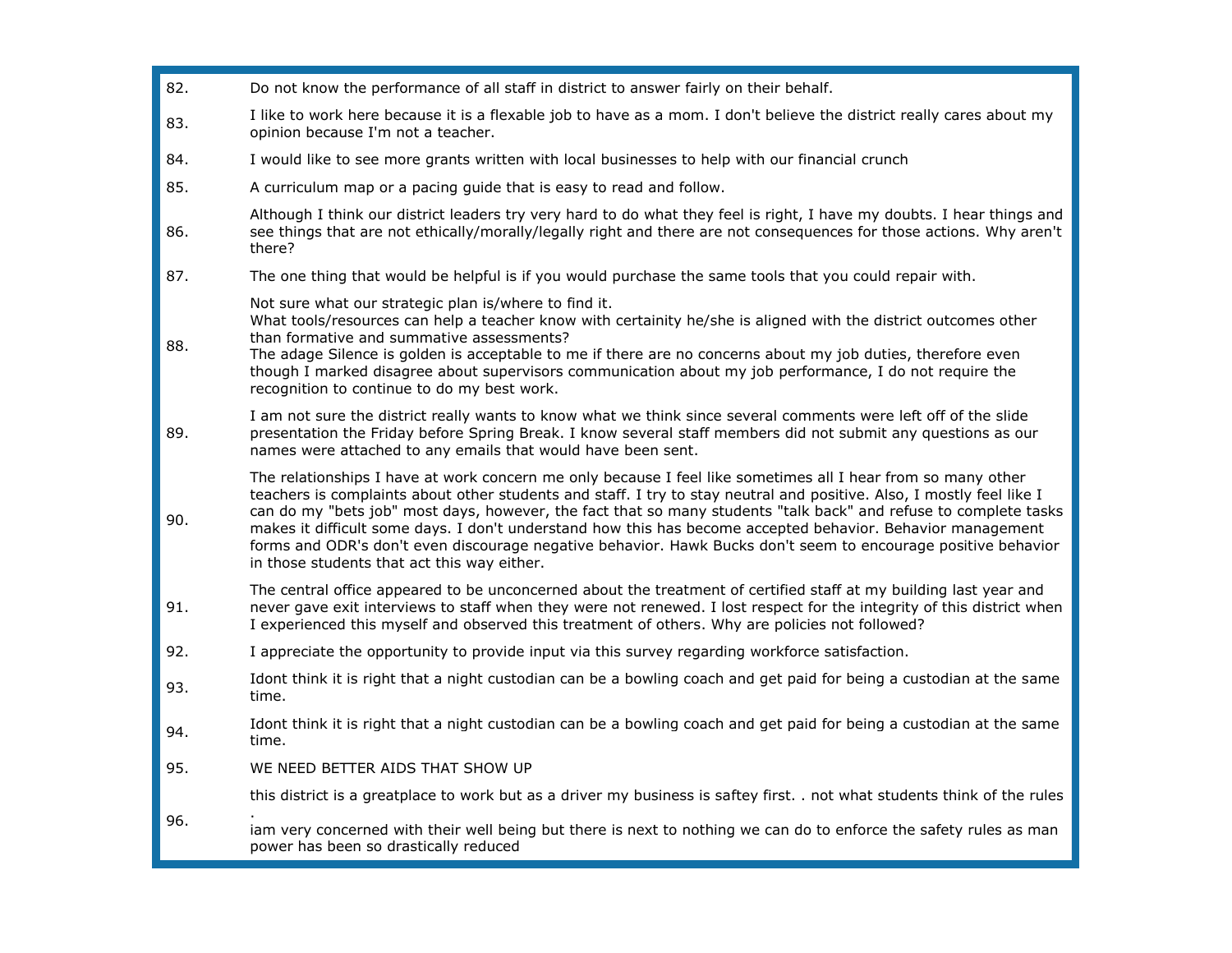| | |
|---|---|
| 82. | Do not know the performance of all staff in district to answer fairly on their behalf. |
| 83. | I like to work here because it is a flexable job to have as a mom. I don't believe the district really cares about my opinion because I'm not a teacher. |
| 84. | I would like to see more grants written with local businesses to help with our financial crunch |
| 85. | A curriculum map or a pacing guide that is easy to read and follow. |
| 86. | Although I think our district leaders try very hard to do what they feel is right, I have my doubts. I hear things and see things that are not ethically/morally/legally right and there are not consequences for those actions. Why aren't there? |
| 87. | The one thing that would be helpful is if you would purchase the same tools that you could repair with. |
| 88. | Not sure what our strategic plan is/where to find it.<br>What tools/resources can help a teacher know with certainity he/she is aligned with the district outcomes other than formative and summative assessments?<br>The adage Silence is golden is acceptable to me if there are no concerns about my job duties, therefore even though I marked disagree about supervisors communication about my job performance, I do not require the recognition to continue to do my best work. |
| 89. | I am not sure the district really wants to know what we think since several comments were left off of the slide presentation the Friday before Spring Break. I know several staff members did not submit any questions as our names were attached to any emails that would have been sent. |
| 90. | The relationships I have at work concern me only because I feel like sometimes all I hear from so many other teachers is complaints about other students and staff. I try to stay neutral and positive. Also, I mostly feel like I can do my "bets job" most days, however, the fact that so many students "talk back" and refuse to complete tasks makes it difficult some days. I don't understand how this has become accepted behavior. Behavior management forms and ODR's don't even discourage negative behavior. Hawk Bucks don't seem to encourage positive behavior in those students that act this way either. |
| 91. | The central office appeared to be unconcerned about the treatment of certified staff at my building last year and never gave exit interviews to staff when they were not renewed. I lost respect for the integrity of this district when I experienced this myself and observed this treatment of others. Why are policies not followed? |
| 92. | I appreciate the opportunity to provide input via this survey regarding workforce satisfaction. |
| 93. | Idont think it is right that a night custodian can be a bowling coach and get paid for being a custodian at the same time. |
| 94. | Idont think it is right that a night custodian can be a bowling coach and get paid for being a custodian at the same time. |
| 95. | WE NEED BETTER AIDS THAT SHOW UP |
| 96. | this district is a greatplace to work but as a driver my business is saftey first. . not what students think of the rules .<br>iam very concerned with their well being but there is next to nothing we can do to enforce the safety rules as man power has been so drastically reduced |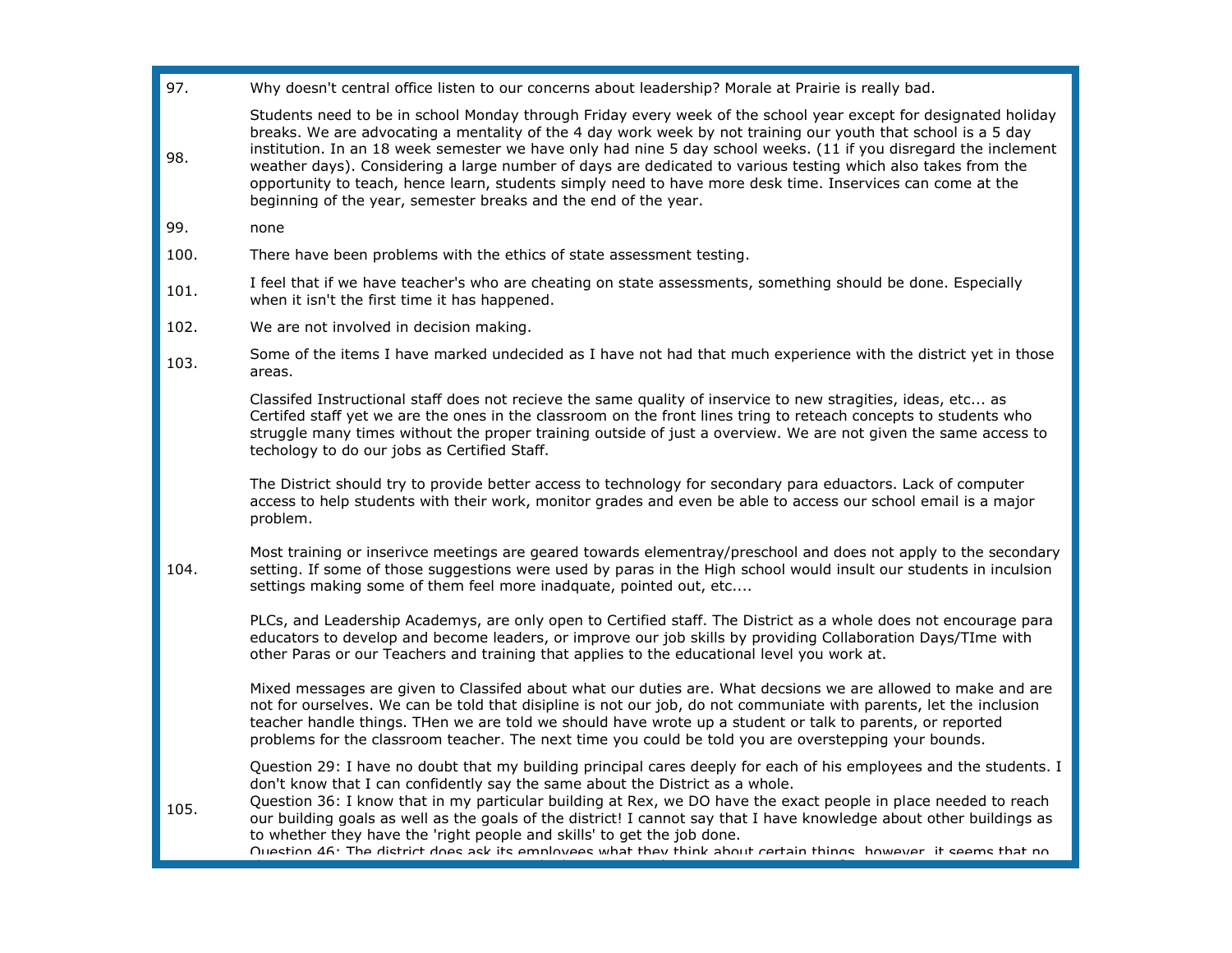| | |
|---|---|
| 97. | Why doesn't central office listen to our concerns about leadership? Morale at Prairie is really bad. |
| 98. | Students need to be in school Monday through Friday every week of the school year except for designated holiday breaks. We are advocating a mentality of the 4 day work week by not training our youth that school is a 5 day institution. In an 18 week semester we have only had nine 5 day school weeks. (11 if you disregard the inclement weather days). Considering a large number of days are dedicated to various testing which also takes from the opportunity to teach, hence learn, students simply need to have more desk time. Inservices can come at the beginning of the year, semester breaks and the end of the year. |
| 99. | none |
| 100. | There have been problems with the ethics of state assessment testing. |
| 101. | I feel that if we have teacher's who are cheating on state assessments, something should be done. Especially when it isn't the first time it has happened. |
| 102. | We are not involved in decision making. |
| 103. | Some of the items I have marked undecided as I have not had that much experience with the district yet in those areas. |
| 104. | Classifed Instructional staff does not recieve the same quality of inservice to new stragities, ideas, etc... as Certifed staff yet we are the ones in the classroom on the front lines tring to reteach concepts to students who struggle many times without the proper training outside of just a overview. We are not given the same access to techology to do our jobs as Certified Staff.<br><br>The District should try to provide better access to technology for secondary para eduactors. Lack of computer access to help students with their work, monitor grades and even be able to access our school email is a major problem.<br><br>Most training or inserivce meetings are geared towards elementray/preschool and does not apply to the secondary setting. If some of those suggestions were used by paras in the High school would insult our students in inculsion settings making some of them feel more inadquate, pointed out, etc....<br><br>PLCs, and Leadership Academys, are only open to Certified staff. The District as a whole does not encourage para educators to develop and become leaders, or improve our job skills by providing Collaboration Days/TIme with other Paras or our Teachers and training that applies to the educational level you work at.<br><br>Mixed messages are given to Classifed about what our duties are. What decsions we are allowed to make and are not for ourselves. We can be told that disipline is not our job, do not communiate with parents, let the inclusion teacher handle things. THen we are told we should have wrote up a student or talk to parents, or reported problems for the classroom teacher. The next time you could be told you are overstepping your bounds. |
| 105. | Question 29: I have no doubt that my building principal cares deeply for each of his employees and the students. I don't know that I can confidently say the same about the District as a whole.<br>Question 36: I know that in my particular building at Rex, we DO have the exact people in place needed to reach our building goals as well as the goals of the district! I cannot say that I have knowledge about other buildings as to whether they have the 'right people and skills' to get the job done.<br>Question 46: The district does ask its employees what they think about certain things, however, it seems that no |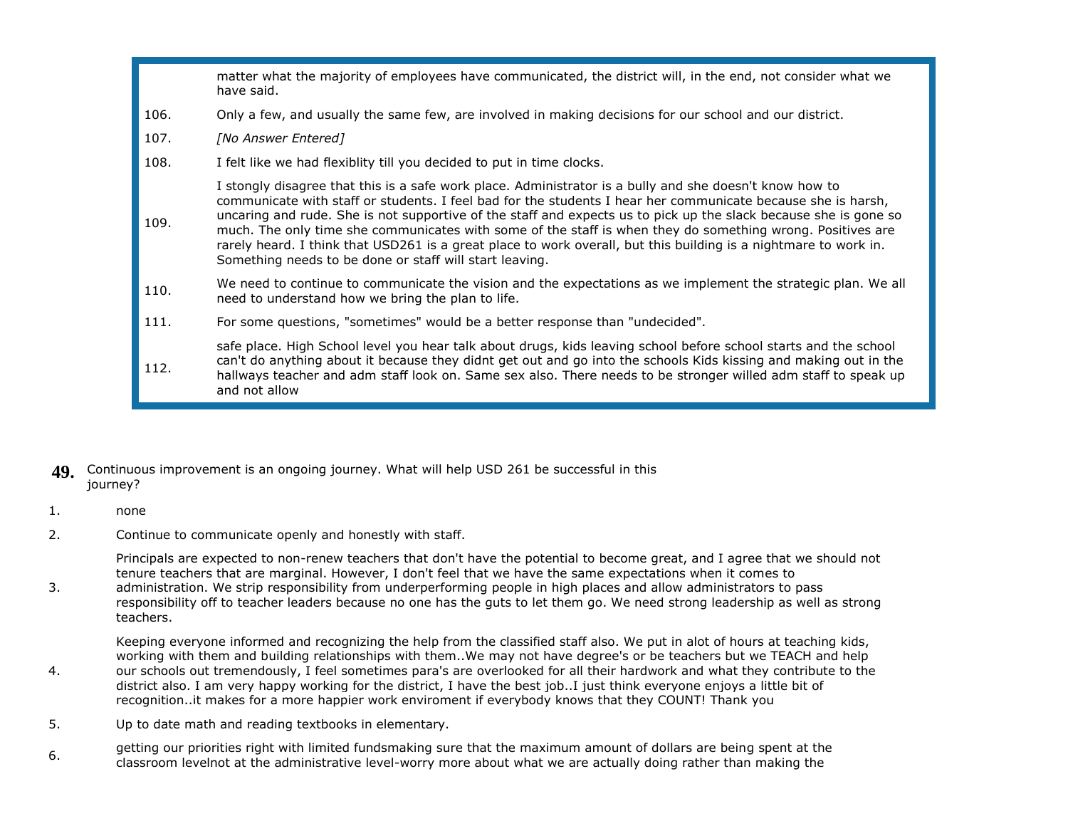matter what the majority of employees have communicated, the district will, in the end, not consider what we have said.

106. Only a few, and usually the same few, are involved in making decisions for our school and our district.

107. *[No Answer Entered]*

108. I felt like we had flexiblity till you decided to put in time clocks.

109. I stongly disagree that this is a safe work place. Administrator is a bully and she doesn't know how to communicate with staff or students. I feel bad for the students I hear her communicate because she is harsh, uncaring and rude. She is not supportive of the staff and expects us to pick up the slack because she is gone so much. The only time she communicates with some of the staff is when they do something wrong. Positives are rarely heard. I think that USD261 is a great place to work overall, but this building is a nightmare to work in. Something needs to be done or staff will start leaving.

110. We need to continue to communicate the vision and the expectations as we implement the strategic plan. We all need to understand how we bring the plan to life.

111. For some questions, "sometimes" would be a better response than "undecided".

112. safe place. High School level you hear talk about drugs, kids leaving school before school starts and the school can't do anything about it because they didnt get out and go into the schools Kids kissing and making out in the hallways teacher and adm staff look on. Same sex also. There needs to be stronger willed adm staff to speak up and not allow

**49.** Continuous improvement is an ongoing journey. What will help USD 261 be successful in this journey?

1. none

2. Continue to communicate openly and honestly with staff.

3. Principals are expected to non-renew teachers that don't have the potential to become great, and I agree that we should not tenure teachers that are marginal. However, I don't feel that we have the same expectations when it comes to administration. We strip responsibility from underperforming people in high places and allow administrators to pass responsibility off to teacher leaders because no one has the guts to let them go. We need strong leadership as well as strong teachers.

4. Keeping everyone informed and recognizing the help from the classified staff also. We put in alot of hours at teaching kids, working with them and building relationships with them..We may not have degree's or be teachers but we TEACH and help our schools out tremendously, I feel sometimes para's are overlooked for all their hardwork and what they contribute to the district also. I am very happy working for the district, I have the best job..I just think everyone enjoys a little bit of recognition..it makes for a more happier work enviroment if everybody knows that they COUNT! Thank you

5. Up to date math and reading textbooks in elementary.

6. getting our priorities right with limited fundsmaking sure that the maximum amount of dollars are being spent at the classroom levelnot at the administrative level-worry more about what we are actually doing rather than making the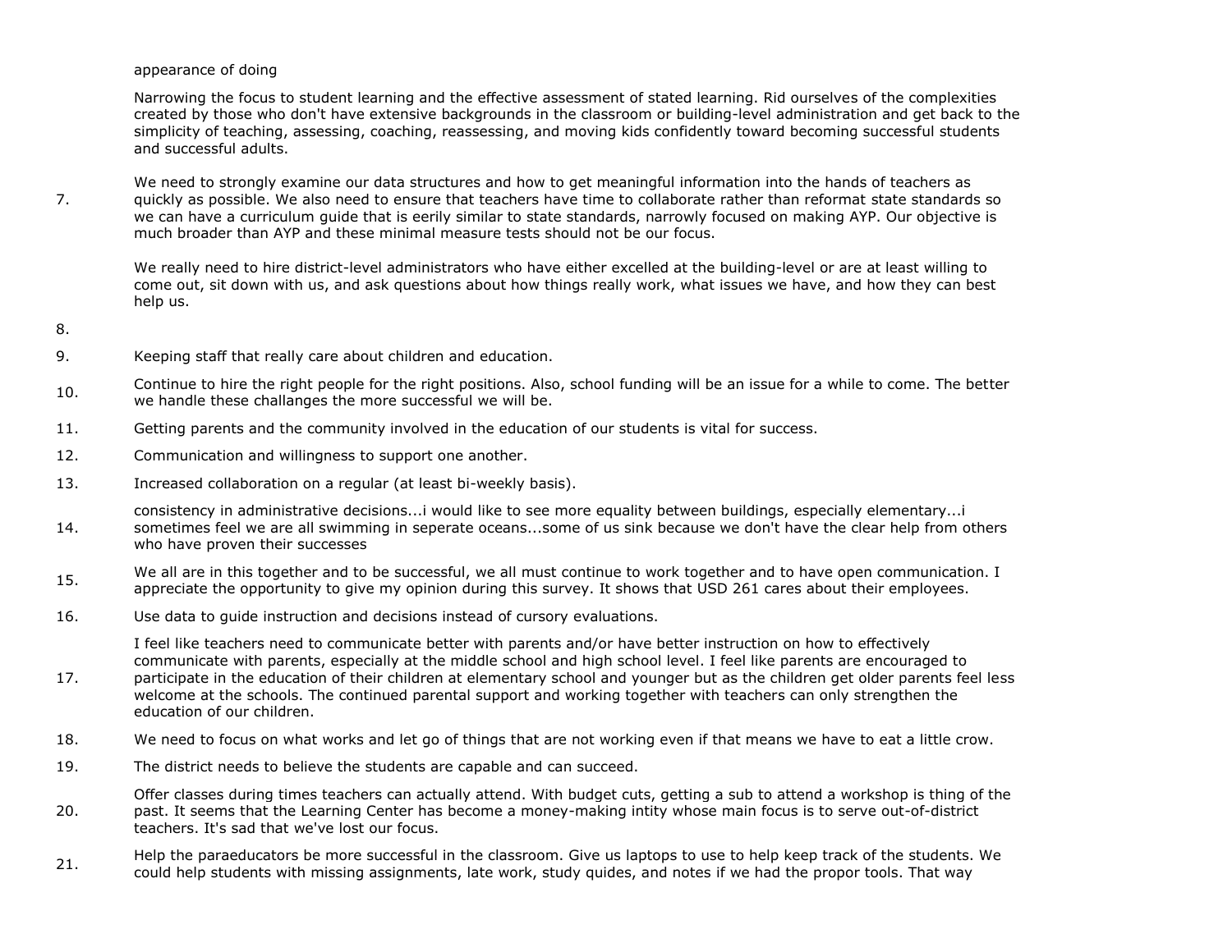appearance of doing

Narrowing the focus to student learning and the effective assessment of stated learning. Rid ourselves of the complexities created by those who don't have extensive backgrounds in the classroom or building-level administration and get back to the simplicity of teaching, assessing, coaching, reassessing, and moving kids confidently toward becoming successful students and successful adults.

7. We need to strongly examine our data structures and how to get meaningful information into the hands of teachers as quickly as possible. We also need to ensure that teachers have time to collaborate rather than reformat state standards so we can have a curriculum guide that is eerily similar to state standards, narrowly focused on making AYP. Our objective is much broader than AYP and these minimal measure tests should not be our focus.

   We really need to hire district-level administrators who have either excelled at the building-level or are at least willing to come out, sit down with us, and ask questions about how things really work, what issues we have, and how they can best help us.

8.

9. Keeping staff that really care about children and education.

10. Continue to hire the right people for the right positions. Also, school funding will be an issue for a while to come. The better we handle these challanges the more successful we will be.

11. Getting parents and the community involved in the education of our students is vital for success.

12. Communication and willingness to support one another.

13. Increased collaboration on a regular (at least bi-weekly basis).

14. consistency in administrative decisions...i would like to see more equality between buildings, especially elementary...i sometimes feel we are all swimming in seperate oceans...some of us sink because we don't have the clear help from others who have proven their successes

15. We all are in this together and to be successful, we all must continue to work together and to have open communication. I appreciate the opportunity to give my opinion during this survey. It shows that USD 261 cares about their employees.

16. Use data to guide instruction and decisions instead of cursory evaluations.

17. I feel like teachers need to communicate better with parents and/or have better instruction on how to effectively communicate with parents, especially at the middle school and high school level. I feel like parents are encouraged to participate in the education of their children at elementary school and younger but as the children get older parents feel less welcome at the schools. The continued parental support and working together with teachers can only strengthen the education of our children.

18. We need to focus on what works and let go of things that are not working even if that means we have to eat a little crow.

19. The district needs to believe the students are capable and can succeed.

20. Offer classes during times teachers can actually attend. With budget cuts, getting a sub to attend a workshop is thing of the past. It seems that the Learning Center has become a money-making intity whose main focus is to serve out-of-district teachers. It's sad that we've lost our focus.

21. Help the paraeducators be more successful in the classroom. Give us laptops to use to help keep track of the students. We could help students with missing assignments, late work, study quides, and notes if we had the propor tools. That way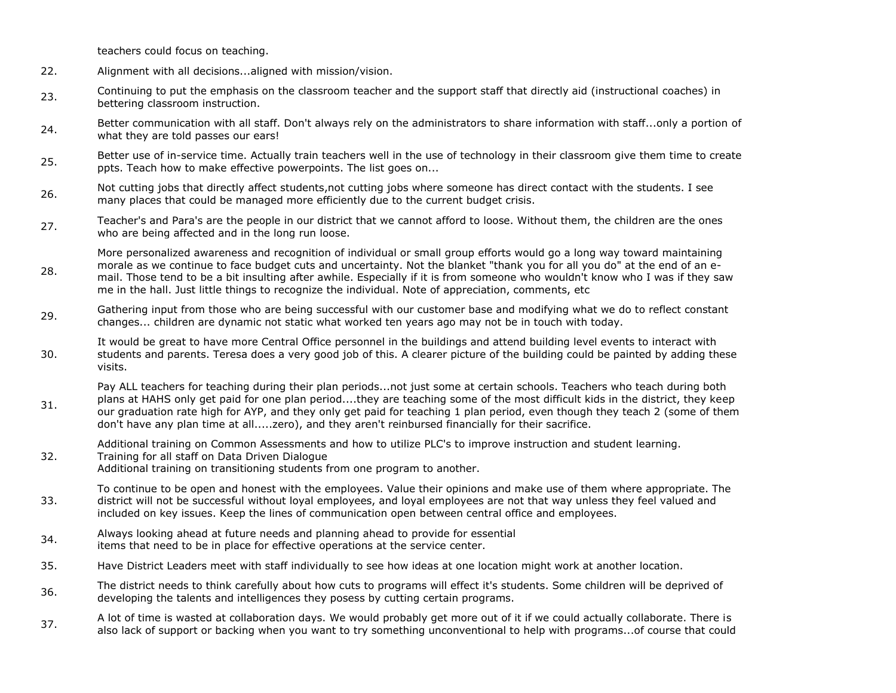teachers could focus on teaching.

22. Alignment with all decisions...aligned with mission/vision.

23. Continuing to put the emphasis on the classroom teacher and the support staff that directly aid (instructional coaches) in bettering classroom instruction.

24. Better communication with all staff. Don't always rely on the administrators to share information with staff...only a portion of what they are told passes our ears!

25. Better use of in-service time. Actually train teachers well in the use of technology in their classroom give them time to create ppts. Teach how to make effective powerpoints. The list goes on...

26. Not cutting jobs that directly affect students,not cutting jobs where someone has direct contact with the students. I see many places that could be managed more efficiently due to the current budget crisis.

27. Teacher's and Para's are the people in our district that we cannot afford to loose. Without them, the children are the ones who are being affected and in the long run loose.

28. More personalized awareness and recognition of individual or small group efforts would go a long way toward maintaining morale as we continue to face budget cuts and uncertainty. Not the blanket "thank you for all you do" at the end of an e-mail. Those tend to be a bit insulting after awhile. Especially if it is from someone who wouldn't know who I was if they saw me in the hall. Just little things to recognize the individual. Note of appreciation, comments, etc

29. Gathering input from those who are being successful with our customer base and modifying what we do to reflect constant changes... children are dynamic not static what worked ten years ago may not be in touch with today.

30. It would be great to have more Central Office personnel in the buildings and attend building level events to interact with students and parents. Teresa does a very good job of this. A clearer picture of the building could be painted by adding these visits.

31. Pay ALL teachers for teaching during their plan periods...not just some at certain schools. Teachers who teach during both plans at HAHS only get paid for one plan period....they are teaching some of the most difficult kids in the district, they keep our graduation rate high for AYP, and they only get paid for teaching 1 plan period, even though they teach 2 (some of them don't have any plan time at all.....zero), and they aren't reimbursed financially for their sacrifice.

32. Additional training on Common Assessments and how to utilize PLC's to improve instruction and student learning.
Training for all staff on Data Driven Dialogue
Additional training on transitioning students from one program to another.

33. To continue to be open and honest with the employees. Value their opinions and make use of them where appropriate. The district will not be successful without loyal employees, and loyal employees are not that way unless they feel valued and included on key issues. Keep the lines of communication open between central office and employees.

34. Always looking ahead at future needs and planning ahead to provide for essential
items that need to be in place for effective operations at the service center.

35. Have District Leaders meet with staff individually to see how ideas at one location might work at another location.

36. The district needs to think carefully about how cuts to programs will effect it's students. Some children will be deprived of developing the talents and intelligences they posess by cutting certain programs.

37. A lot of time is wasted at collaboration days. We would probably get more out of it if we could actually collaborate. There is also lack of support or backing when you want to try something unconventional to help with programs...of course that could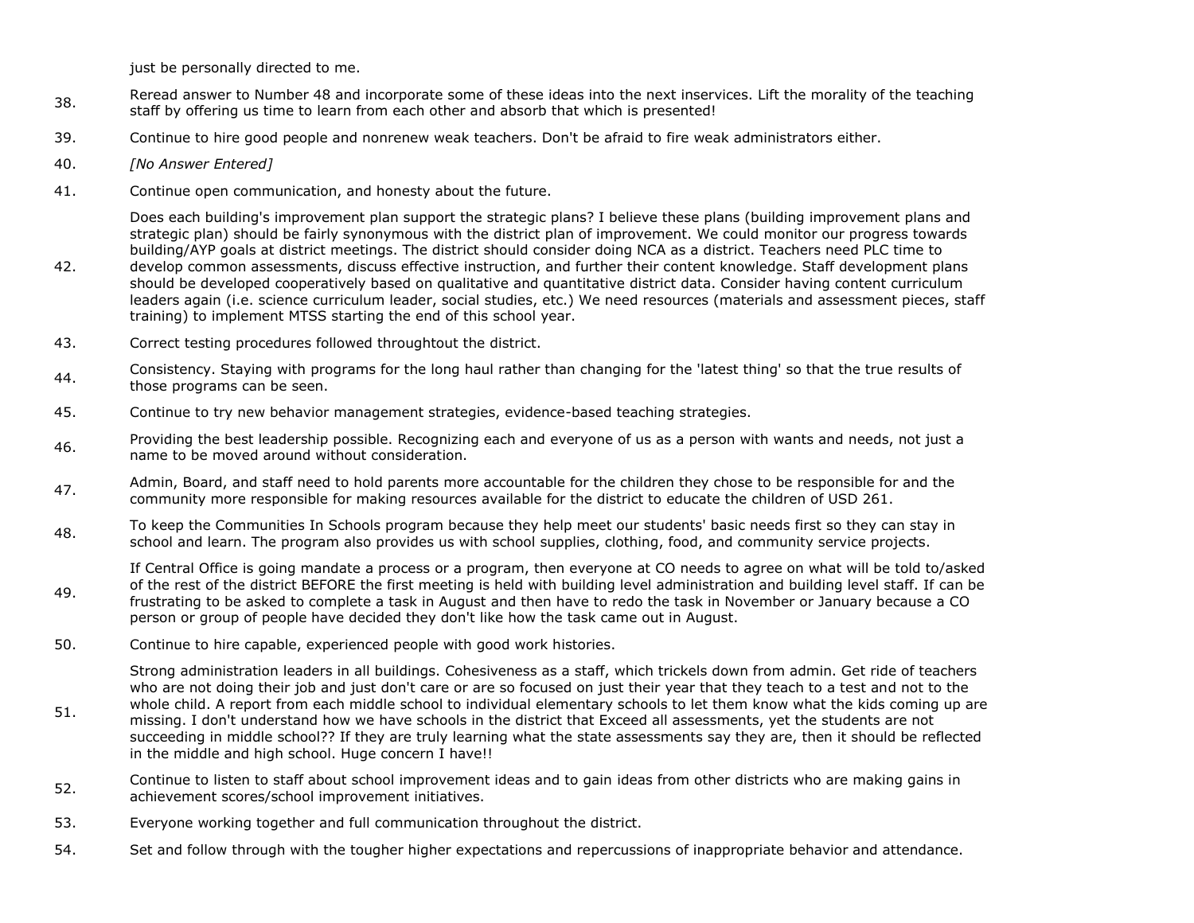just be personally directed to me.

38. Reread answer to Number 48 and incorporate some of these ideas into the next inservices. Lift the morality of the teaching staff by offering us time to learn from each other and absorb that which is presented!

39. Continue to hire good people and nonrenew weak teachers. Don't be afraid to fire weak administrators either.

40. *[No Answer Entered]*

41. Continue open communication, and honesty about the future.

42. Does each building's improvement plan support the strategic plans? I believe these plans (building improvement plans and strategic plan) should be fairly synonymous with the district plan of improvement. We could monitor our progress towards building/AYP goals at district meetings. The district should consider doing NCA as a district. Teachers need PLC time to develop common assessments, discuss effective instruction, and further their content knowledge. Staff development plans should be developed cooperatively based on qualitative and quantitative district data. Consider having content curriculum leaders again (i.e. science curriculum leader, social studies, etc.) We need resources (materials and assessment pieces, staff training) to implement MTSS starting the end of this school year.

43. Correct testing procedures followed throughtout the district.

44. Consistency. Staying with programs for the long haul rather than changing for the 'latest thing' so that the true results of those programs can be seen.

45. Continue to try new behavior management strategies, evidence-based teaching strategies.

46. Providing the best leadership possible. Recognizing each and everyone of us as a person with wants and needs, not just a name to be moved around without consideration.

47. Admin, Board, and staff need to hold parents more accountable for the children they chose to be responsible for and the community more responsible for making resources available for the district to educate the children of USD 261.

48. To keep the Communities In Schools program because they help meet our students' basic needs first so they can stay in school and learn. The program also provides us with school supplies, clothing, food, and community service projects.

49. If Central Office is going mandate a process or a program, then everyone at CO needs to agree on what will be told to/asked of the rest of the district BEFORE the first meeting is held with building level administration and building level staff. If can be frustrating to be asked to complete a task in August and then have to redo the task in November or January because a CO person or group of people have decided they don't like how the task came out in August.

50. Continue to hire capable, experienced people with good work histories.

51. Strong administration leaders in all buildings. Cohesiveness as a staff, which trickels down from admin. Get ride of teachers who are not doing their job and just don't care or are so focused on just their year that they teach to a test and not to the whole child. A report from each middle school to individual elementary schools to let them know what the kids coming up are missing. I don't understand how we have schools in the district that Exceed all assessments, yet the students are not succeeding in middle school?? If they are truly learning what the state assessments say they are, then it should be reflected in the middle and high school. Huge concern I have!!

52. Continue to listen to staff about school improvement ideas and to gain ideas from other districts who are making gains in achievement scores/school improvement initiatives.

53. Everyone working together and full communication throughout the district.

54. Set and follow through with the tougher higher expectations and repercussions of inappropriate behavior and attendance.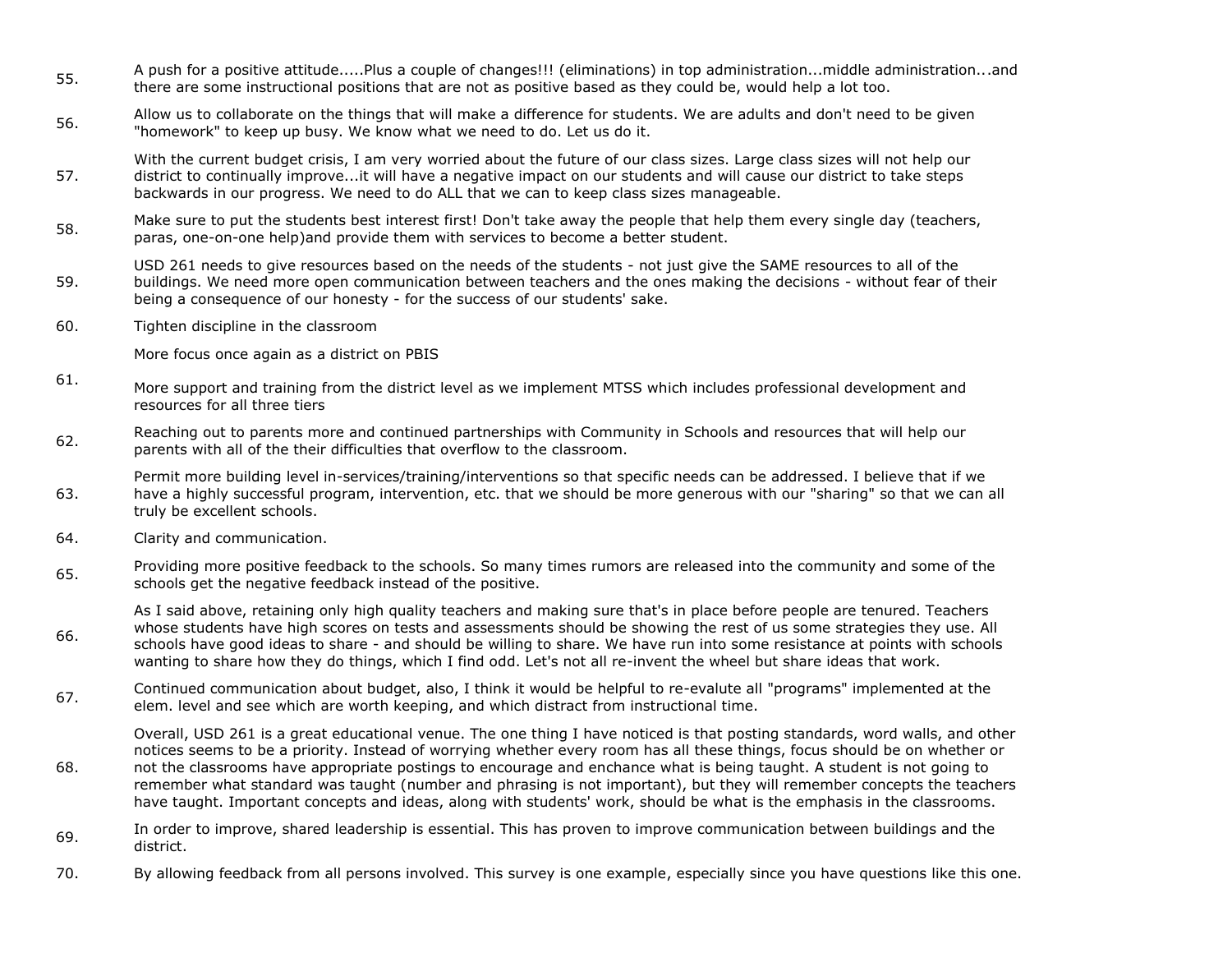55. A push for a positive attitude.....Plus a couple of changes!!! (eliminations) in top administration...middle administration...and there are some instructional positions that are not as positive based as they could be, would help a lot too.

56. Allow us to collaborate on the things that will make a difference for students. We are adults and don't need to be given "homework" to keep up busy. We know what we need to do. Let us do it.

57. With the current budget crisis, I am very worried about the future of our class sizes. Large class sizes will not help our district to continually improve...it will have a negative impact on our students and will cause our district to take steps backwards in our progress. We need to do ALL that we can to keep class sizes manageable.

58. Make sure to put the students best interest first! Don't take away the people that help them every single day (teachers, paras, one-on-one help)and provide them with services to become a better student.

59. USD 261 needs to give resources based on the needs of the students - not just give the SAME resources to all of the buildings. We need more open communication between teachers and the ones making the decisions - without fear of their being a consequence of our honesty - for the success of our students' sake.

60. Tighten discipline in the classroom

61. More focus once again as a district on PBIS

    More support and training from the district level as we implement MTSS which includes professional development and resources for all three tiers

62. Reaching out to parents more and continued partnerships with Community in Schools and resources that will help our parents with all of the their difficulties that overflow to the classroom.

63. Permit more building level in-services/training/interventions so that specific needs can be addressed. I believe that if we have a highly successful program, intervention, etc. that we should be more generous with our "sharing" so that we can all truly be excellent schools.

64. Clarity and communication.

65. Providing more positive feedback to the schools. So many times rumors are released into the community and some of the schools get the negative feedback instead of the positive.

66. As I said above, retaining only high quality teachers and making sure that's in place before people are tenured. Teachers whose students have high scores on tests and assessments should be showing the rest of us some strategies they use. All schools have good ideas to share - and should be willing to share. We have run into some resistance at points with schools wanting to share how they do things, which I find odd. Let's not all re-invent the wheel but share ideas that work.

67. Continued communication about budget, also, I think it would be helpful to re-evalute all "programs" implemented at the elem. level and see which are worth keeping, and which distract from instructional time.

68. Overall, USD 261 is a great educational venue. The one thing I have noticed is that posting standards, word walls, and other notices seems to be a priority. Instead of worrying whether every room has all these things, focus should be on whether or not the classrooms have appropriate postings to encourage and enchance what is being taught. A student is not going to remember what standard was taught (number and phrasing is not important), but they will remember concepts the teachers have taught. Important concepts and ideas, along with students' work, should be what is the emphasis in the classrooms.

69. In order to improve, shared leadership is essential. This has proven to improve communication between buildings and the district.

70. By allowing feedback from all persons involved. This survey is one example, especially since you have questions like this one.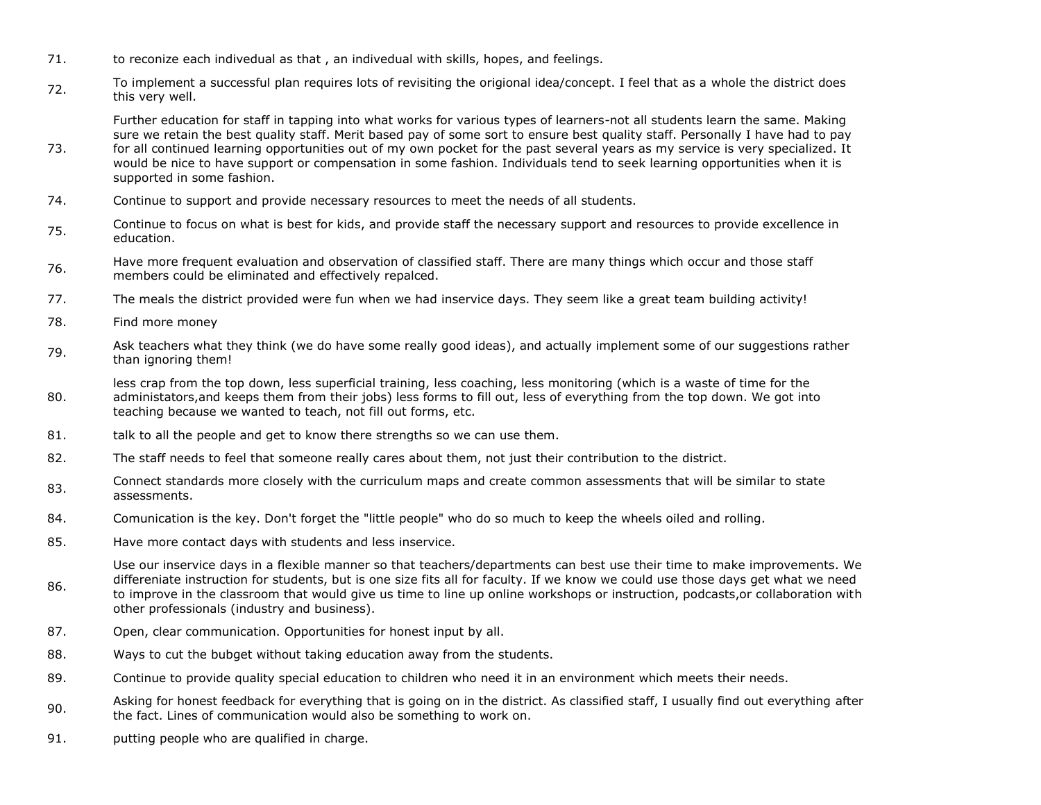71. to reconize each indivedual as that , an indivedual with skills, hopes, and feelings.

72. To implement a successful plan requires lots of revisiting the origional idea/concept. I feel that as a whole the district does this very well.

73. Further education for staff in tapping into what works for various types of learners-not all students learn the same. Making sure we retain the best quality staff. Merit based pay of some sort to ensure best quality staff. Personally I have had to pay for all continued learning opportunities out of my own pocket for the past several years as my service is very specialized. It would be nice to have support or compensation in some fashion. Individuals tend to seek learning opportunities when it is supported in some fashion.

74. Continue to support and provide necessary resources to meet the needs of all students.

75. Continue to focus on what is best for kids, and provide staff the necessary support and resources to provide excellence in education.

76. Have more frequent evaluation and observation of classified staff. There are many things which occur and those staff members could be eliminated and effectively repalced.

77. The meals the district provided were fun when we had inservice days. They seem like a great team building activity!

78. Find more money

79. Ask teachers what they think (we do have some really good ideas), and actually implement some of our suggestions rather than ignoring them!

80. less crap from the top down, less superficial training, less coaching, less monitoring (which is a waste of time for the administators,and keeps them from their jobs) less forms to fill out, less of everything from the top down. We got into teaching because we wanted to teach, not fill out forms, etc.

81. talk to all the people and get to know there strengths so we can use them.

82. The staff needs to feel that someone really cares about them, not just their contribution to the district.

83. Connect standards more closely with the curriculum maps and create common assessments that will be similar to state assessments.

84. Comunication is the key. Don't forget the "little people" who do so much to keep the wheels oiled and rolling.

85. Have more contact days with students and less inservice.

86. Use our inservice days in a flexible manner so that teachers/departments can best use their time to make improvements. We differeniate instruction for students, but is one size fits all for faculty. If we know we could use those days get what we need to improve in the classroom that would give us time to line up online workshops or instruction, podcasts,or collaboration with other professionals (industry and business).

87. Open, clear communication. Opportunities for honest input by all.

88. Ways to cut the bubget without taking education away from the students.

89. Continue to provide quality special education to children who need it in an environment which meets their needs.

90. Asking for honest feedback for everything that is going on in the district. As classified staff, I usually find out everything after the fact. Lines of communication would also be something to work on.

91. putting people who are qualified in charge.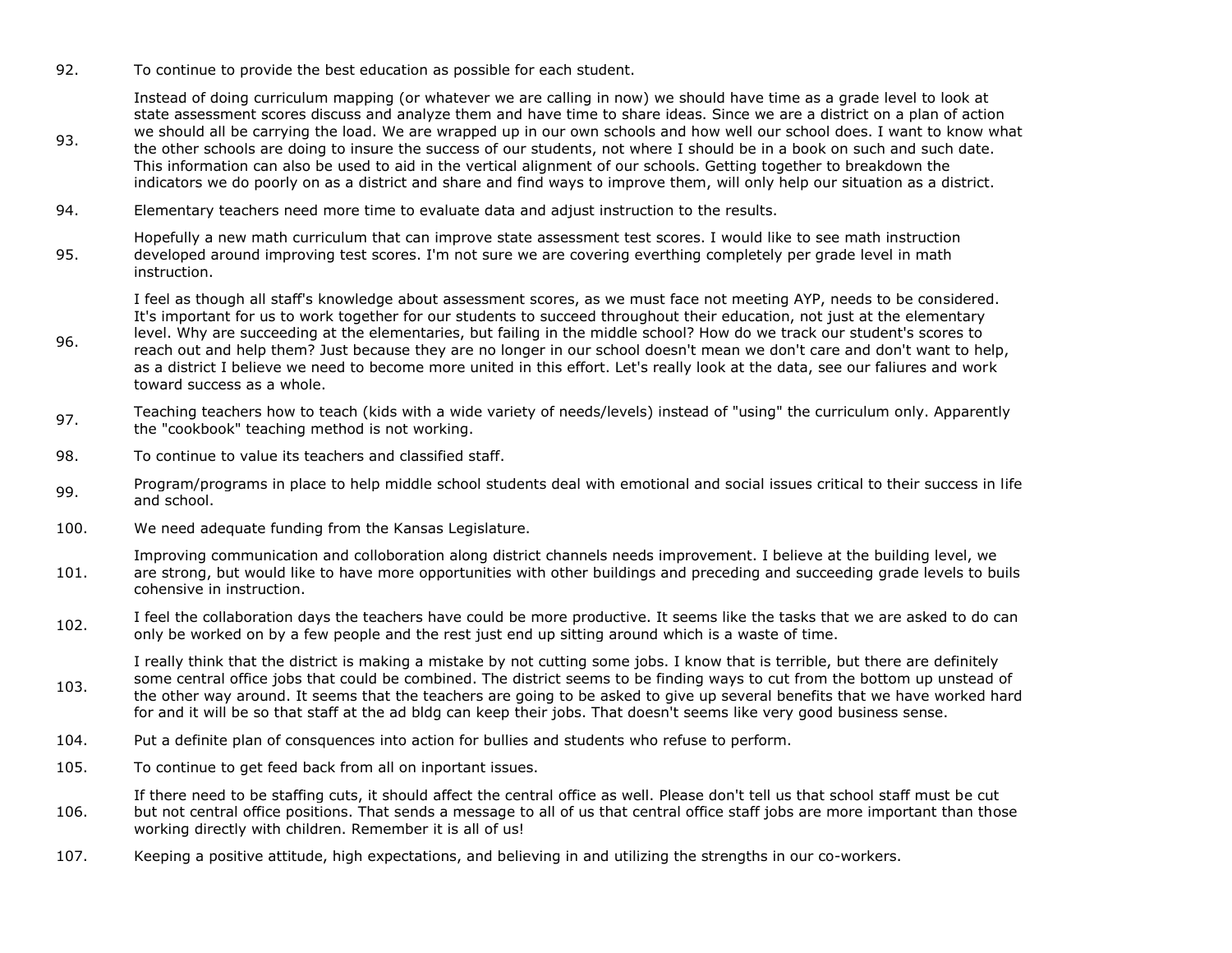92. To continue to provide the best education as possible for each student.

93. Instead of doing curriculum mapping (or whatever we are calling in now) we should have time as a grade level to look at state assessment scores discuss and analyze them and have time to share ideas. Since we are a district on a plan of action we should all be carrying the load. We are wrapped up in our own schools and how well our school does. I want to know what the other schools are doing to insure the success of our students, not where I should be in a book on such and such date. This information can also be used to aid in the vertical alignment of our schools. Getting together to breakdown the indicators we do poorly on as a district and share and find ways to improve them, will only help our situation as a district.

94. Elementary teachers need more time to evaluate data and adjust instruction to the results.

95. Hopefully a new math curriculum that can improve state assessment test scores. I would like to see math instruction developed around improving test scores. I'm not sure we are covering everthing completely per grade level in math instruction.

96. I feel as though all staff's knowledge about assessment scores, as we must face not meeting AYP, needs to be considered. It's important for us to work together for our students to succeed throughout their education, not just at the elementary level. Why are succeeding at the elementaries, but failing in the middle school? How do we track our student's scores to reach out and help them? Just because they are no longer in our school doesn't mean we don't care and don't want to help, as a district I believe we need to become more united in this effort. Let's really look at the data, see our faliures and work toward success as a whole.

97. Teaching teachers how to teach (kids with a wide variety of needs/levels) instead of "using" the curriculum only. Apparently the "cookbook" teaching method is not working.

98. To continue to value its teachers and classified staff.

99. Program/programs in place to help middle school students deal with emotional and social issues critical to their success in life and school.

100. We need adequate funding from the Kansas Legislature.

101. Improving communication and colloboration along district channels needs improvement. I believe at the building level, we are strong, but would like to have more opportunities with other buildings and preceding and succeeding grade levels to buils cohensive in instruction.

102. I feel the collaboration days the teachers have could be more productive. It seems like the tasks that we are asked to do can only be worked on by a few people and the rest just end up sitting around which is a waste of time.

103. I really think that the district is making a mistake by not cutting some jobs. I know that is terrible, but there are definitely some central office jobs that could be combined. The district seems to be finding ways to cut from the bottom up unstead of the other way around. It seems that the teachers are going to be asked to give up several benefits that we have worked hard for and it will be so that staff at the ad bldg can keep their jobs. That doesn't seems like very good business sense.

104. Put a definite plan of consquences into action for bullies and students who refuse to perform.

105. To continue to get feed back from all on inportant issues.

106. If there need to be staffing cuts, it should affect the central office as well. Please don't tell us that school staff must be cut but not central office positions. That sends a message to all of us that central office staff jobs are more important than those working directly with children. Remember it is all of us!

107. Keeping a positive attitude, high expectations, and believing in and utilizing the strengths in our co-workers.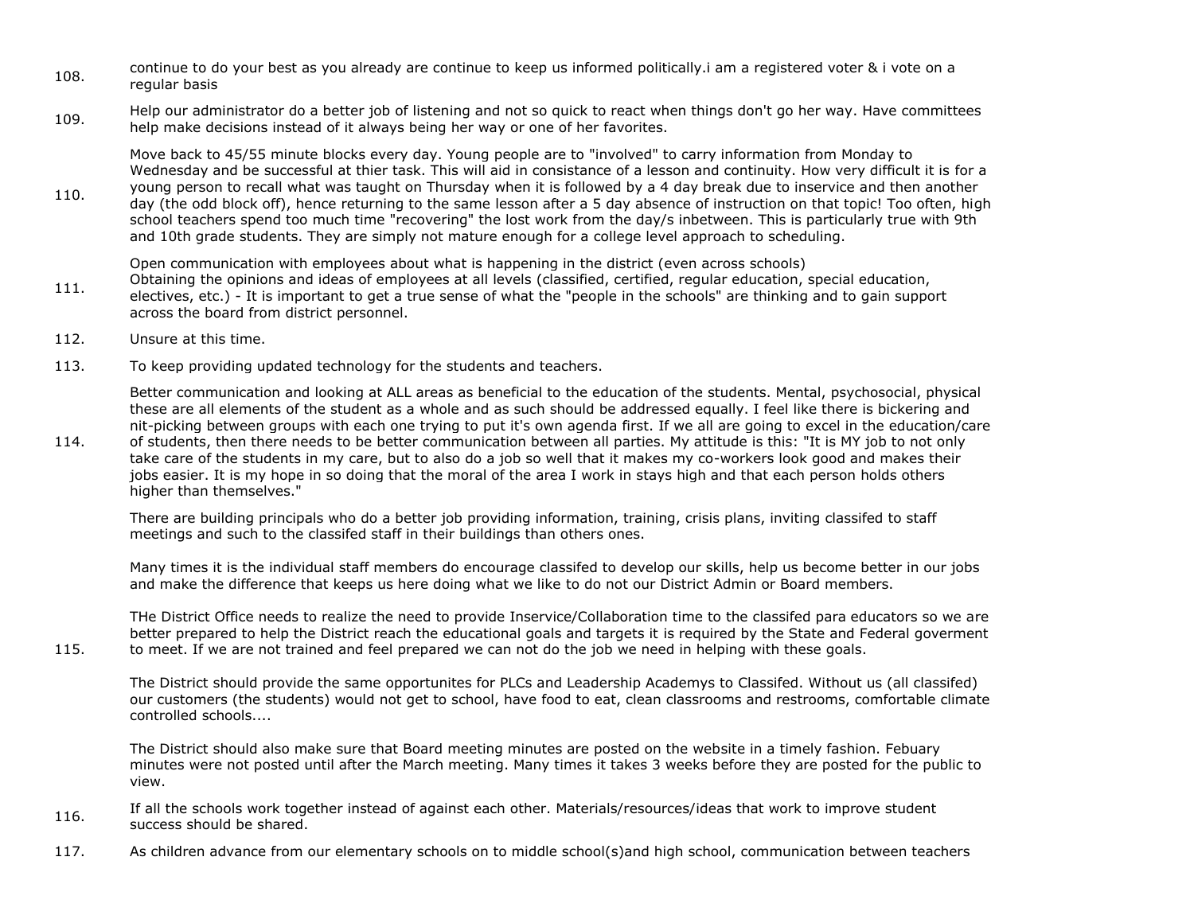108. continue to do your best as you already are continue to keep us informed politically.i am a registered voter & i vote on a regular basis

109. Help our administrator do a better job of listening and not so quick to react when things don't go her way. Have committees help make decisions instead of it always being her way or one of her favorites.

110. Move back to 45/55 minute blocks every day. Young people are to "involved" to carry information from Monday to Wednesday and be successful at thier task. This will aid in consistance of a lesson and continuity. How very difficult it is for a young person to recall what was taught on Thursday when it is followed by a 4 day break due to inservice and then another day (the odd block off), hence returning to the same lesson after a 5 day absence of instruction on that topic! Too often, high school teachers spend too much time "recovering" the lost work from the day/s inbetween. This is particularly true with 9th and 10th grade students. They are simply not mature enough for a college level approach to scheduling.

111. Open communication with employees about what is happening in the district (even across schools)
Obtaining the opinions and ideas of employees at all levels (classified, certified, regular education, special education, electives, etc.) - It is important to get a true sense of what the "people in the schools" are thinking and to gain support across the board from district personnel.

112. Unsure at this time.

113. To keep providing updated technology for the students and teachers.

114. Better communication and looking at ALL areas as beneficial to the education of the students. Mental, psychosocial, physical these are all elements of the student as a whole and as such should be addressed equally. I feel like there is bickering and nit-picking between groups with each one trying to put it's own agenda first. If we all are going to excel in the education/care of students, then there needs to be better communication between all parties. My attitude is this: "It is MY job to not only take care of the students in my care, but to also do a job so well that it makes my co-workers look good and makes their jobs easier. It is my hope in so doing that the moral of the area I work in stays high and that each person holds others higher than themselves."

115. There are building principals who do a better job providing information, training, crisis plans, inviting classifed to staff meetings and such to the classifed staff in their buildings than others ones.

Many times it is the individual staff members do encourage classifed to develop our skills, help us become better in our jobs and make the difference that keeps us here doing what we like to do not our District Admin or Board members.

THe District Office needs to realize the need to provide Inservice/Collaboration time to the classifed para educators so we are better prepared to help the District reach the educational goals and targets it is required by the State and Federal goverment to meet. If we are not trained and feel prepared we can not do the job we need in helping with these goals.

The District should provide the same opportunites for PLCs and Leadership Academys to Classifed. Without us (all classifed) our customers (the students) would not get to school, have food to eat, clean classrooms and restrooms, comfortable climate controlled schools....

The District should also make sure that Board meeting minutes are posted on the website in a timely fashion. Febuary minutes were not posted until after the March meeting. Many times it takes 3 weeks before they are posted for the public to view.

116. If all the schools work together instead of against each other. Materials/resources/ideas that work to improve student success should be shared.

117. As children advance from our elementary schools on to middle school(s)and high school, communication between teachers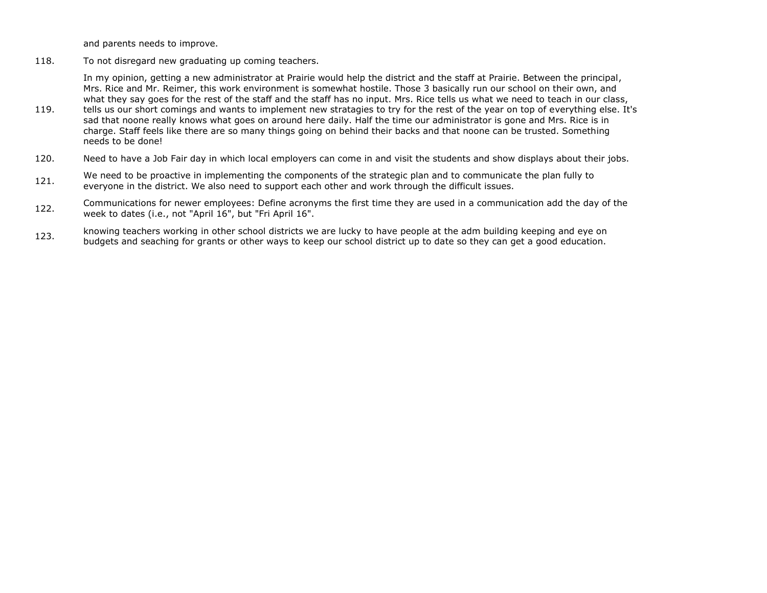and parents needs to improve.

118. To not disregard new graduating up coming teachers.

119. In my opinion, getting a new administrator at Prairie would help the district and the staff at Prairie. Between the principal, Mrs. Rice and Mr. Reimer, this work environment is somewhat hostile. Those 3 basically run our school on their own, and what they say goes for the rest of the staff and the staff has no input. Mrs. Rice tells us what we need to teach in our class, tells us our short comings and wants to implement new stratagies to try for the rest of the year on top of everything else. It's sad that noone really knows what goes on around here daily. Half the time our administrator is gone and Mrs. Rice is in charge. Staff feels like there are so many things going on behind their backs and that noone can be trusted. Something needs to be done!

120. Need to have a Job Fair day in which local employers can come in and visit the students and show displays about their jobs.

121. We need to be proactive in implementing the components of the strategic plan and to communicate the plan fully to everyone in the district. We also need to support each other and work through the difficult issues.

122. Communications for newer employees: Define acronyms the first time they are used in a communication add the day of the week to dates (i.e., not "April 16", but "Fri April 16".

123. knowing teachers working in other school districts we are lucky to have people at the adm building keeping and eye on budgets and seaching for grants or other ways to keep our school district up to date so they can get a good education.